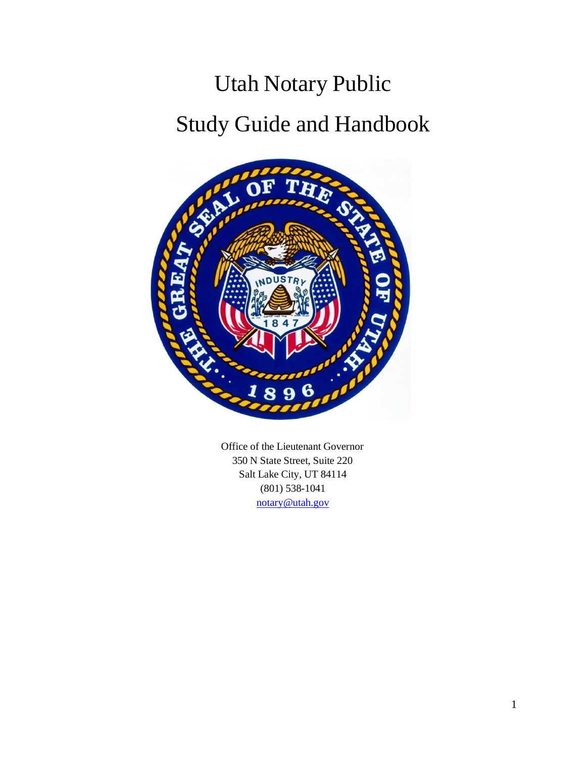# Utah Notary Public

# Study Guide and Handbook

Office of the Lieutenant Governor
350 N State Street, Suite 220
Salt Lake City, UT 84114
(801) 538-1041
notary@utah.gov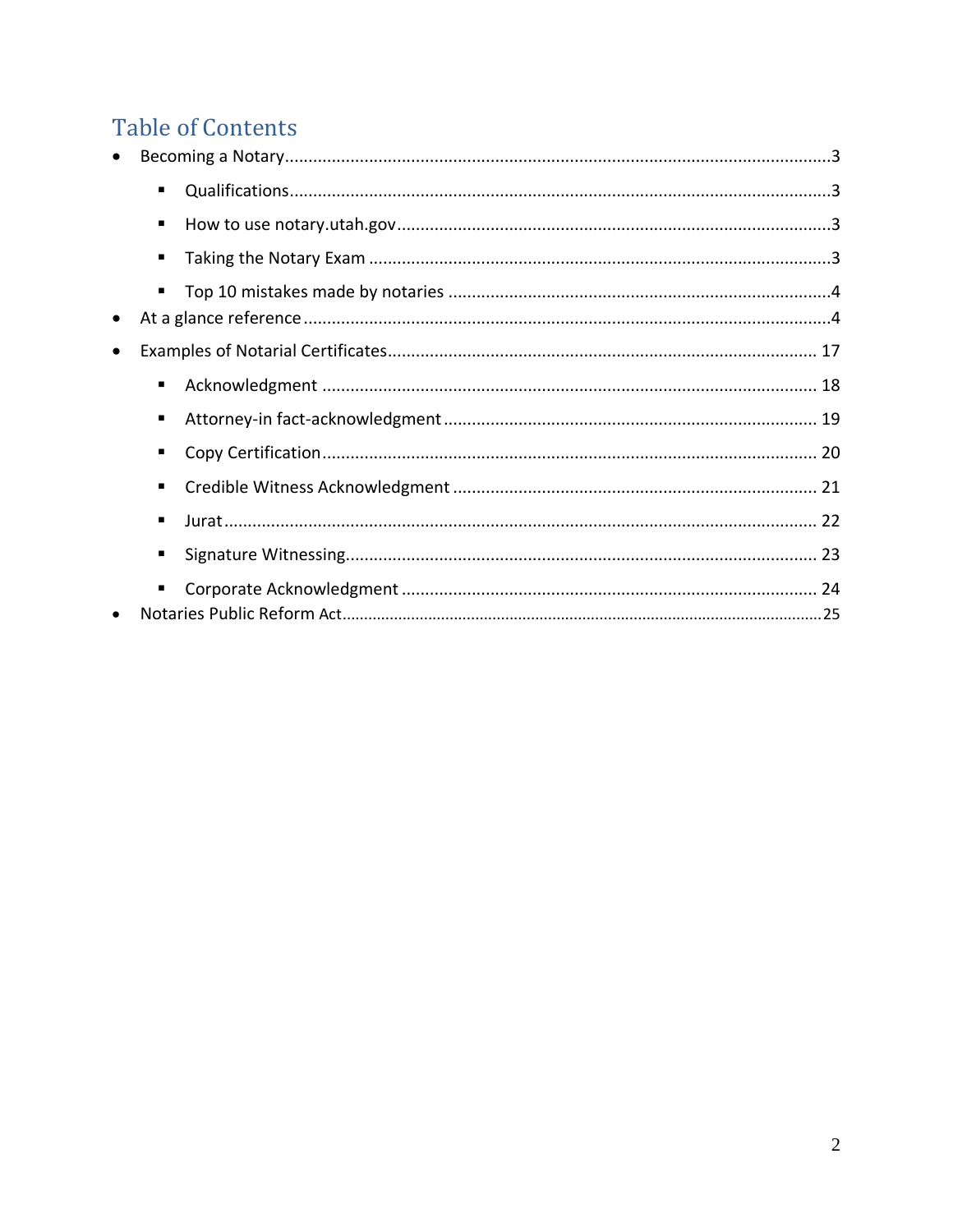## Table of Contents

- Becoming a Notary ..... 3
  - Qualifications ..... 3
  - How to use notary.utah.gov ..... 3
  - Taking the Notary Exam ..... 3
  - Top 10 mistakes made by notaries ..... 4
- At a glance reference ..... 4
- Examples of Notarial Certificates ..... 17
  - Acknowledgment ..... 18
  - Attorney-in fact-acknowledgment ..... 19
  - Copy Certification ..... 20
  - Credible Witness Acknowledgment ..... 21
  - Jurat ..... 22
  - Signature Witnessing ..... 23
  - Corporate Acknowledgment ..... 24
- Notaries Public Reform Act ..... 25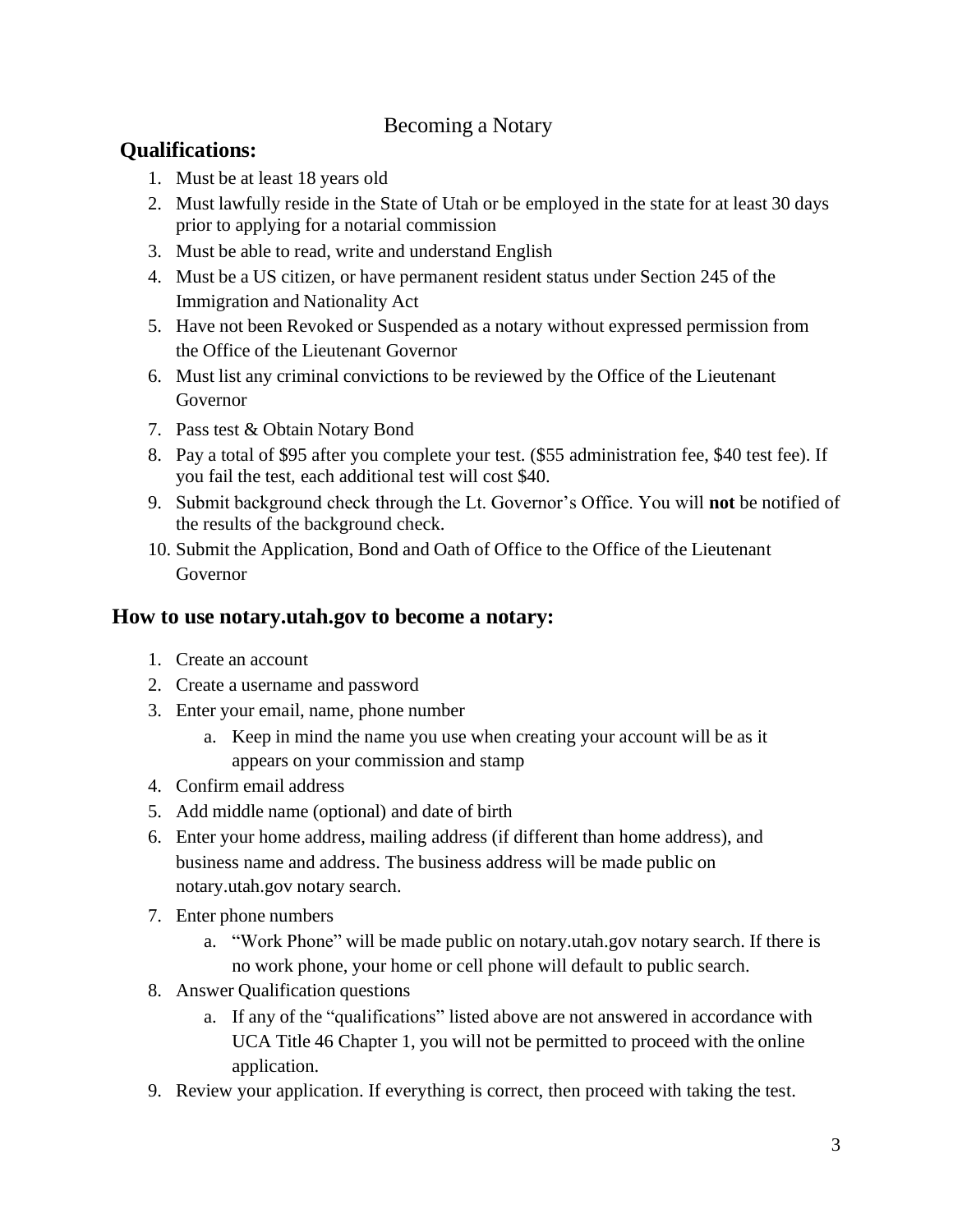# Becoming a Notary

## Qualifications:

1. Must be at least 18 years old
2. Must lawfully reside in the State of Utah or be employed in the state for at least 30 days prior to applying for a notarial commission
3. Must be able to read, write and understand English
4. Must be a US citizen, or have permanent resident status under Section 245 of the Immigration and Nationality Act
5. Have not been Revoked or Suspended as a notary without expressed permission from the Office of the Lieutenant Governor
6. Must list any criminal convictions to be reviewed by the Office of the Lieutenant Governor
7. Pass test & Obtain Notary Bond
8. Pay a total of $95 after you complete your test. ($55 administration fee, $40 test fee). If you fail the test, each additional test will cost $40.
9. Submit background check through the Lt. Governor's Office. You will **not** be notified of the results of the background check.
10. Submit the Application, Bond and Oath of Office to the Office of the Lieutenant Governor

## How to use notary.utah.gov to become a notary:

1. Create an account
2. Create a username and password
3. Enter your email, name, phone number
   a. Keep in mind the name you use when creating your account will be as it appears on your commission and stamp
4. Confirm email address
5. Add middle name (optional) and date of birth
6. Enter your home address, mailing address (if different than home address), and business name and address. The business address will be made public on notary.utah.gov notary search.
7. Enter phone numbers
   a. "Work Phone" will be made public on notary.utah.gov notary search. If there is no work phone, your home or cell phone will default to public search.
8. Answer Qualification questions
   a. If any of the "qualifications" listed above are not answered in accordance with UCA Title 46 Chapter 1, you will not be permitted to proceed with the online application.
9. Review your application. If everything is correct, then proceed with taking the test.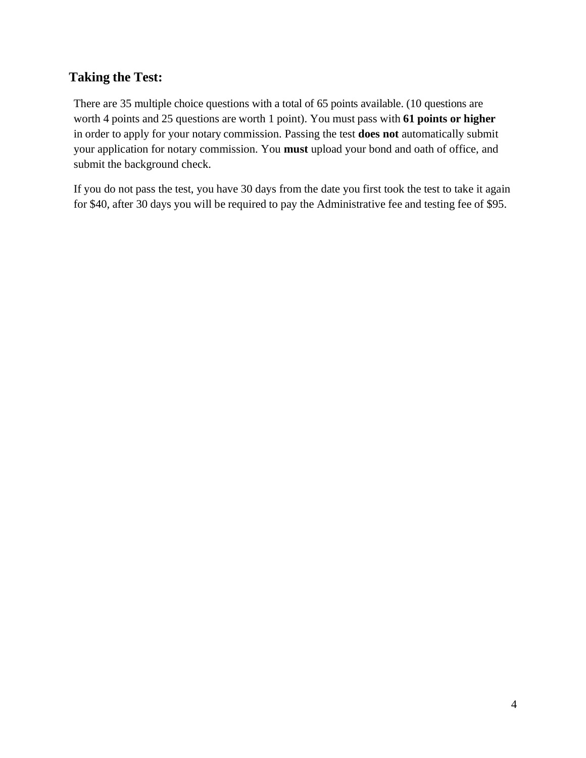## Taking the Test:

There are 35 multiple choice questions with a total of 65 points available. (10 questions are worth 4 points and 25 questions are worth 1 point). You must pass with **61 points or higher** in order to apply for your notary commission. Passing the test **does not** automatically submit your application for notary commission. You **must** upload your bond and oath of office, and submit the background check.

If you do not pass the test, you have 30 days from the date you first took the test to take it again for $40, after 30 days you will be required to pay the Administrative fee and testing fee of $95.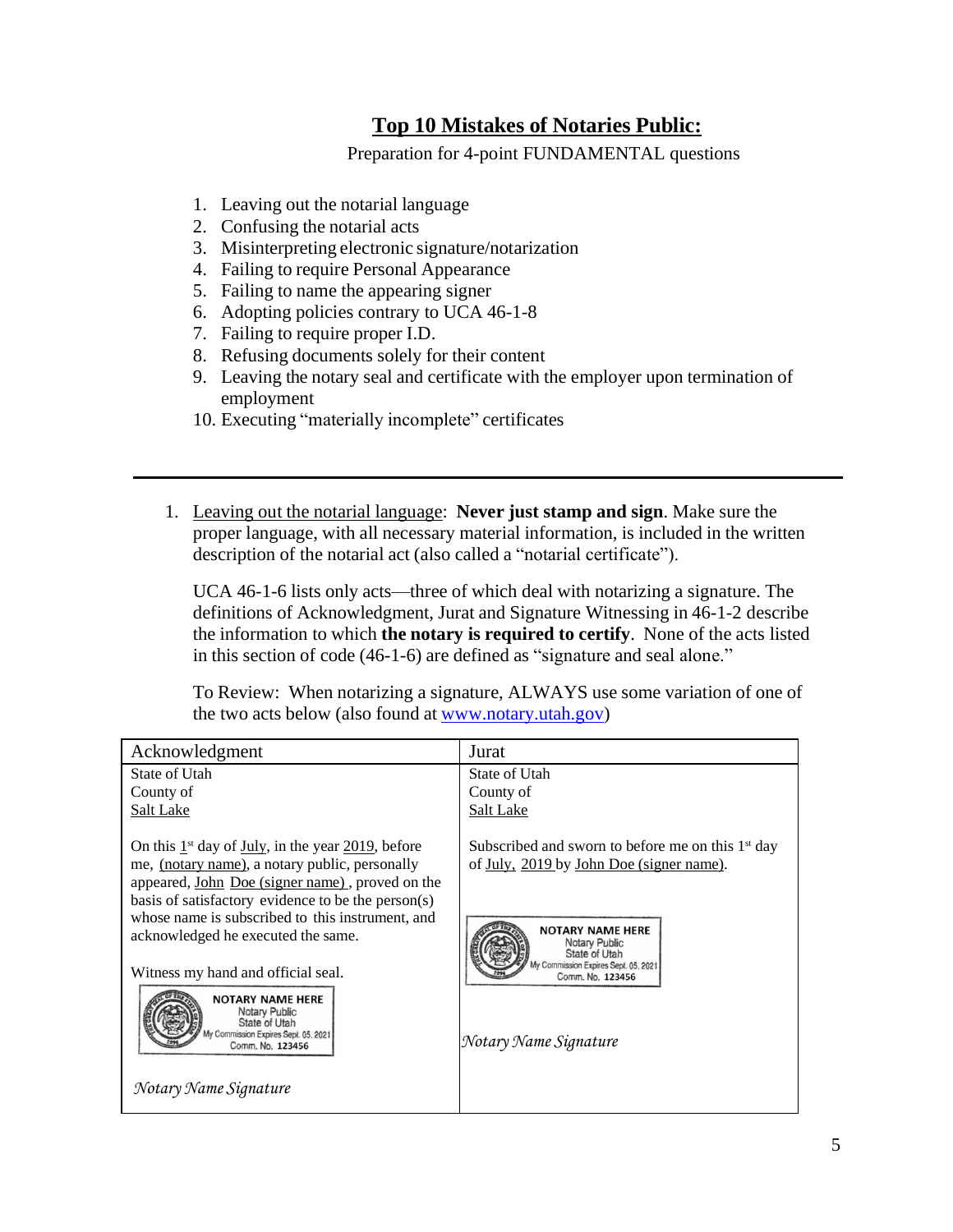# Top 10 Mistakes of Notaries Public:

Preparation for 4-point FUNDAMENTAL questions

1. Leaving out the notarial language
2. Confusing the notarial acts
3. Misinterpreting electronic signature/notarization
4. Failing to require Personal Appearance
5. Failing to name the appearing signer
6. Adopting policies contrary to UCA 46-1-8
7. Failing to require proper I.D.
8. Refusing documents solely for their content
9. Leaving the notary seal and certificate with the employer upon termination of employment
10. Executing "materially incomplete" certificates

---

1. Leaving out the notarial language: **Never just stamp and sign**. Make sure the proper language, with all necessary material information, is included in the written description of the notarial act (also called a "notarial certificate").

   UCA 46-1-6 lists only acts—three of which deal with notarizing a signature. The definitions of Acknowledgment, Jurat and Signature Witnessing in 46-1-2 describe the information to which **the notary is required to certify**. None of the acts listed in this section of code (46-1-6) are defined as "signature and seal alone."

   To Review: When notarizing a signature, ALWAYS use some variation of one of the two acts below (also found at www.notary.utah.gov)

| Acknowledgment | Jurat |
|---|---|
| State of Utah<br>County of<br>Salt Lake<br><br>On this 1st day of July, in the year 2019, before me, (notary name), a notary public, personally appeared, John Doe (signer name), proved on the basis of satisfactory evidence to be the person(s) whose name is subscribed to this instrument, and acknowledged he executed the same.<br><br>Witness my hand and official seal.<br><br>NOTARY NAME HERE<br>Notary Public<br>State of Utah<br>My Commission Expires Sept. 05, 2021<br>Comm. No. 123456<br><br>*Notary Name Signature* | State of Utah<br>County of<br>Salt Lake<br><br>Subscribed and sworn to before me on this 1st day of July, 2019 by John Doe (signer name).<br><br>NOTARY NAME HERE<br>Notary Public<br>State of Utah<br>My Commission Expires Sept. 05, 2021<br>Comm. No. 123456<br><br>*Notary Name Signature* |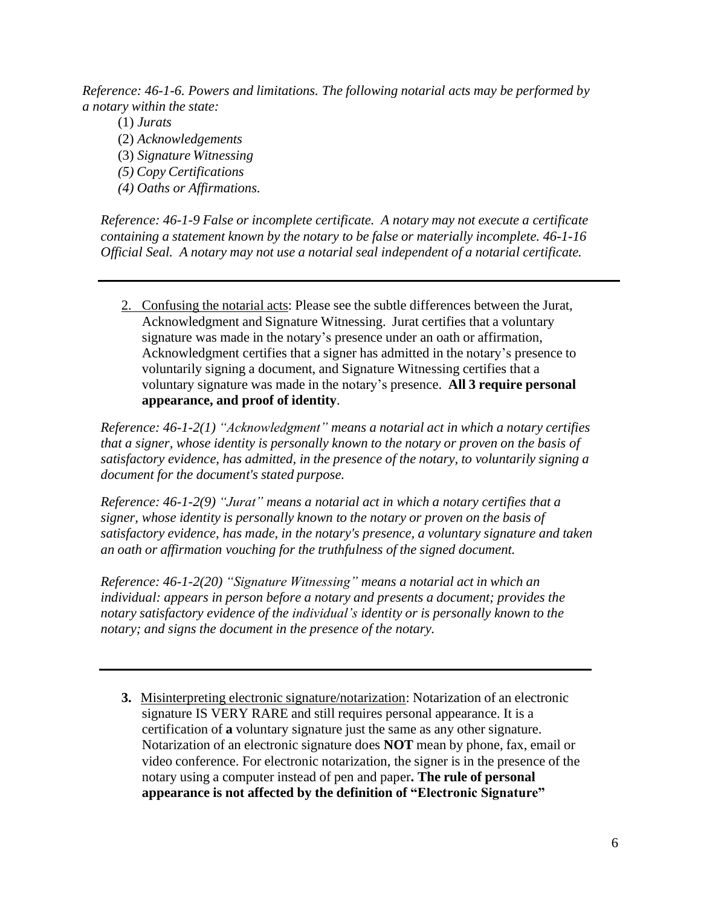*Reference: 46-1-6. Powers and limitations. The following notarial acts may be performed by a notary within the state:*

(1) *Jurats*
(2) *Acknowledgements*
(3) *Signature Witnessing*
*(5) Copy Certifications*
*(4) Oaths or Affirmations.*

*Reference: 46-1-9 False or incomplete certificate. A notary may not execute a certificate containing a statement known by the notary to be false or materially incomplete. 46-1-16 Official Seal. A notary may not use a notarial seal independent of a notarial certificate.*

---

2. Confusing the notarial acts: Please see the subtle differences between the Jurat, Acknowledgment and Signature Witnessing. Jurat certifies that a voluntary signature was made in the notary's presence under an oath or affirmation, Acknowledgment certifies that a signer has admitted in the notary's presence to voluntarily signing a document, and Signature Witnessing certifies that a voluntary signature was made in the notary's presence. **All 3 require personal appearance, and proof of identity**.

*Reference: 46-1-2(1) "Acknowledgment" means a notarial act in which a notary certifies that a signer, whose identity is personally known to the notary or proven on the basis of satisfactory evidence, has admitted, in the presence of the notary, to voluntarily signing a document for the document's stated purpose.*

*Reference: 46-1-2(9) "Jurat" means a notarial act in which a notary certifies that a signer, whose identity is personally known to the notary or proven on the basis of satisfactory evidence, has made, in the notary's presence, a voluntary signature and taken an oath or affirmation vouching for the truthfulness of the signed document.*

*Reference: 46-1-2(20) "Signature Witnessing" means a notarial act in which an individual: appears in person before a notary and presents a document; provides the notary satisfactory evidence of the individual's identity or is personally known to the notary; and signs the document in the presence of the notary.*

---

**3.** Misinterpreting electronic signature/notarization: Notarization of an electronic signature IS VERY RARE and still requires personal appearance. It is a certification of **a** voluntary signature just the same as any other signature. Notarization of an electronic signature does **NOT** mean by phone, fax, email or video conference. For electronic notarization, the signer is in the presence of the notary using a computer instead of pen and paper**. The rule of personal appearance is not affected by the definition of "Electronic Signature"**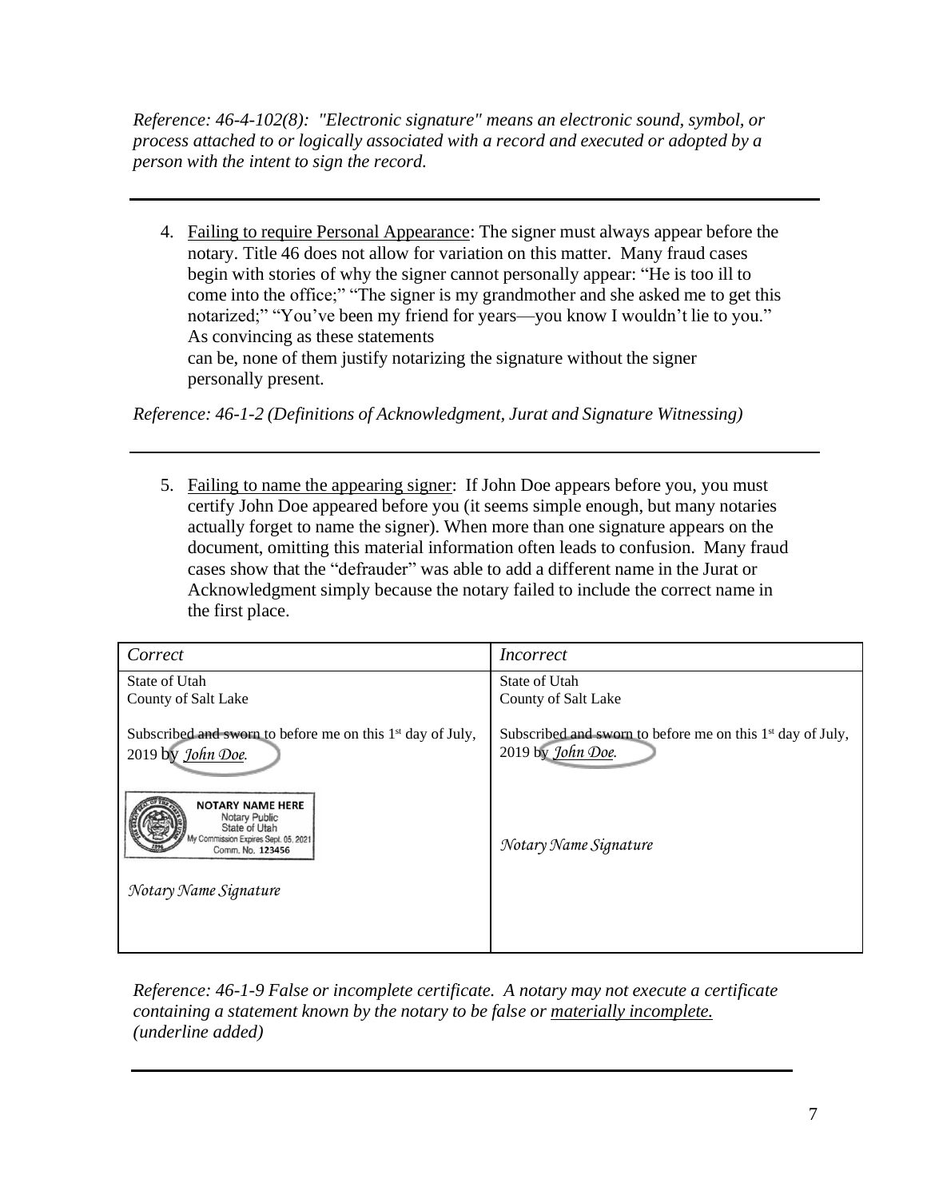*Reference: 46-4-102(8): "Electronic signature" means an electronic sound, symbol, or process attached to or logically associated with a record and executed or adopted by a person with the intent to sign the record.*

---

4. Failing to require Personal Appearance: The signer must always appear before the notary. Title 46 does not allow for variation on this matter. Many fraud cases begin with stories of why the signer cannot personally appear: "He is too ill to come into the office;" "The signer is my grandmother and she asked me to get this notarized;" "You've been my friend for years—you know I wouldn't lie to you." As convincing as these statements can be, none of them justify notarizing the signature without the signer personally present.

*Reference: 46-1-2 (Definitions of Acknowledgment, Jurat and Signature Witnessing)*

---

5. Failing to name the appearing signer: If John Doe appears before you, you must certify John Doe appeared before you (it seems simple enough, but many notaries actually forget to name the signer). When more than one signature appears on the document, omitting this material information often leads to confusion. Many fraud cases show that the "defrauder" was able to add a different name in the Jurat or Acknowledgment simply because the notary failed to include the correct name in the first place.

| *Correct* | *Incorrect* |
| --- | --- |
| State of Utah<br>County of Salt Lake<br><br>Subscribed and sworn to before me on this 1st day of July, 2019 by *John Doe*.<br><br>NOTARY NAME HERE<br>Notary Public<br>State of Utah<br>My Commission Expires Sept. 05, 2021<br>Comm. No. 123456<br><br>*Notary Name Signature* | State of Utah<br>County of Salt Lake<br><br>Subscribed and sworn to before me on this 1st day of July, 2019 by *John Doe*.<br><br>*Notary Name Signature* |

*Reference: 46-1-9 False or incomplete certificate. A notary may not execute a certificate containing a statement known by the notary to be false or materially incomplete. (underline added)*

---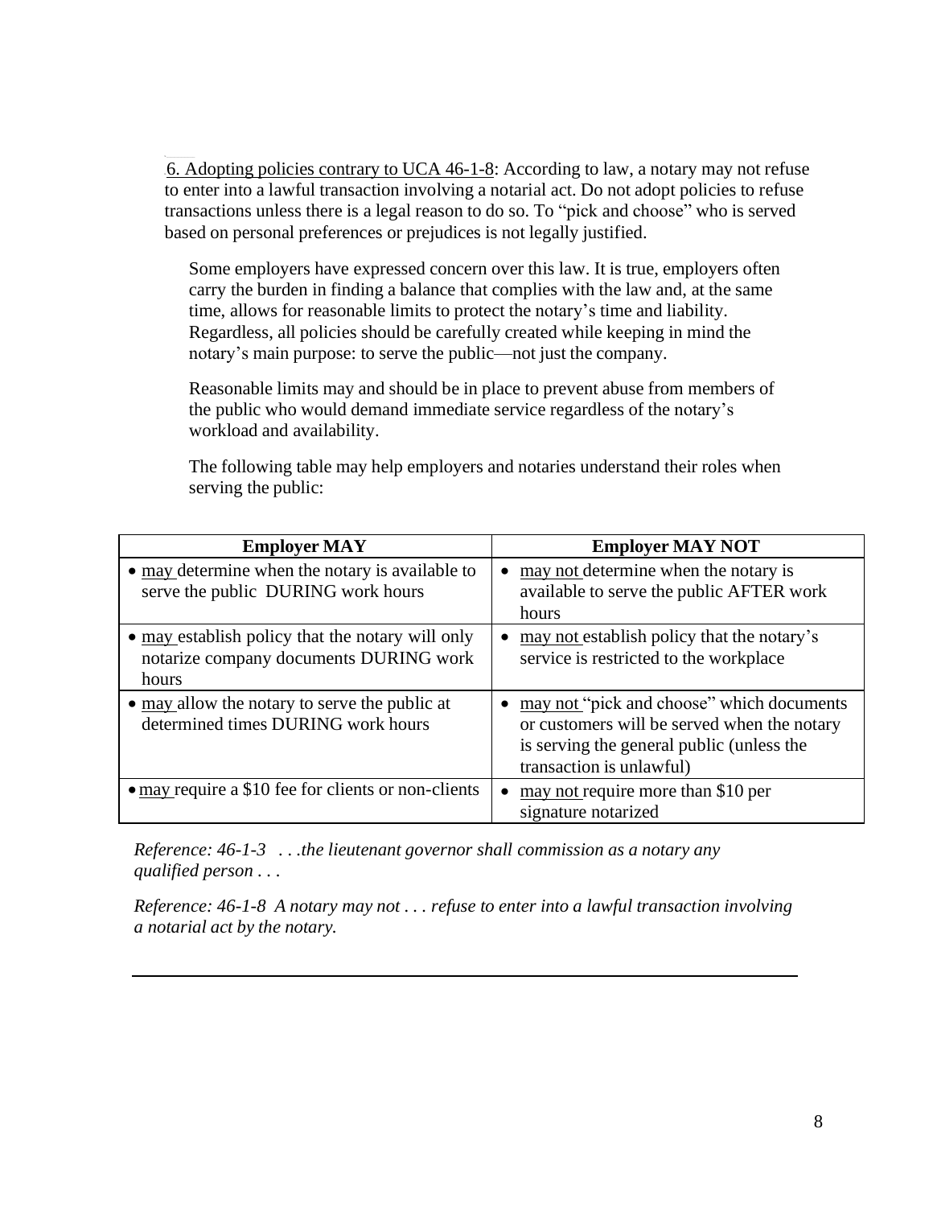6. Adopting policies contrary to UCA 46-1-8: According to law, a notary may not refuse to enter into a lawful transaction involving a notarial act. Do not adopt policies to refuse transactions unless there is a legal reason to do so. To "pick and choose" who is served based on personal preferences or prejudices is not legally justified.

Some employers have expressed concern over this law. It is true, employers often carry the burden in finding a balance that complies with the law and, at the same time, allows for reasonable limits to protect the notary's time and liability. Regardless, all policies should be carefully created while keeping in mind the notary's main purpose: to serve the public—not just the company.

Reasonable limits may and should be in place to prevent abuse from members of the public who would demand immediate service regardless of the notary's workload and availability.

The following table may help employers and notaries understand their roles when serving the public:

| Employer MAY | Employer MAY NOT |
|---|---|
| • may determine when the notary is available to serve the public DURING work hours | • may not determine when the notary is available to serve the public AFTER work hours |
| • may establish policy that the notary will only notarize company documents DURING work hours | • may not establish policy that the notary's service is restricted to the workplace |
| • may allow the notary to serve the public at determined times DURING work hours | • may not "pick and choose" which documents or customers will be served when the notary is serving the general public (unless the transaction is unlawful) |
| • may require a $10 fee for clients or non-clients | • may not require more than $10 per signature notarized |

*Reference: 46-1-3 . . .the lieutenant governor shall commission as a notary any qualified person . . .*

*Reference: 46-1-8 A notary may not . . . refuse to enter into a lawful transaction involving a notarial act by the notary.*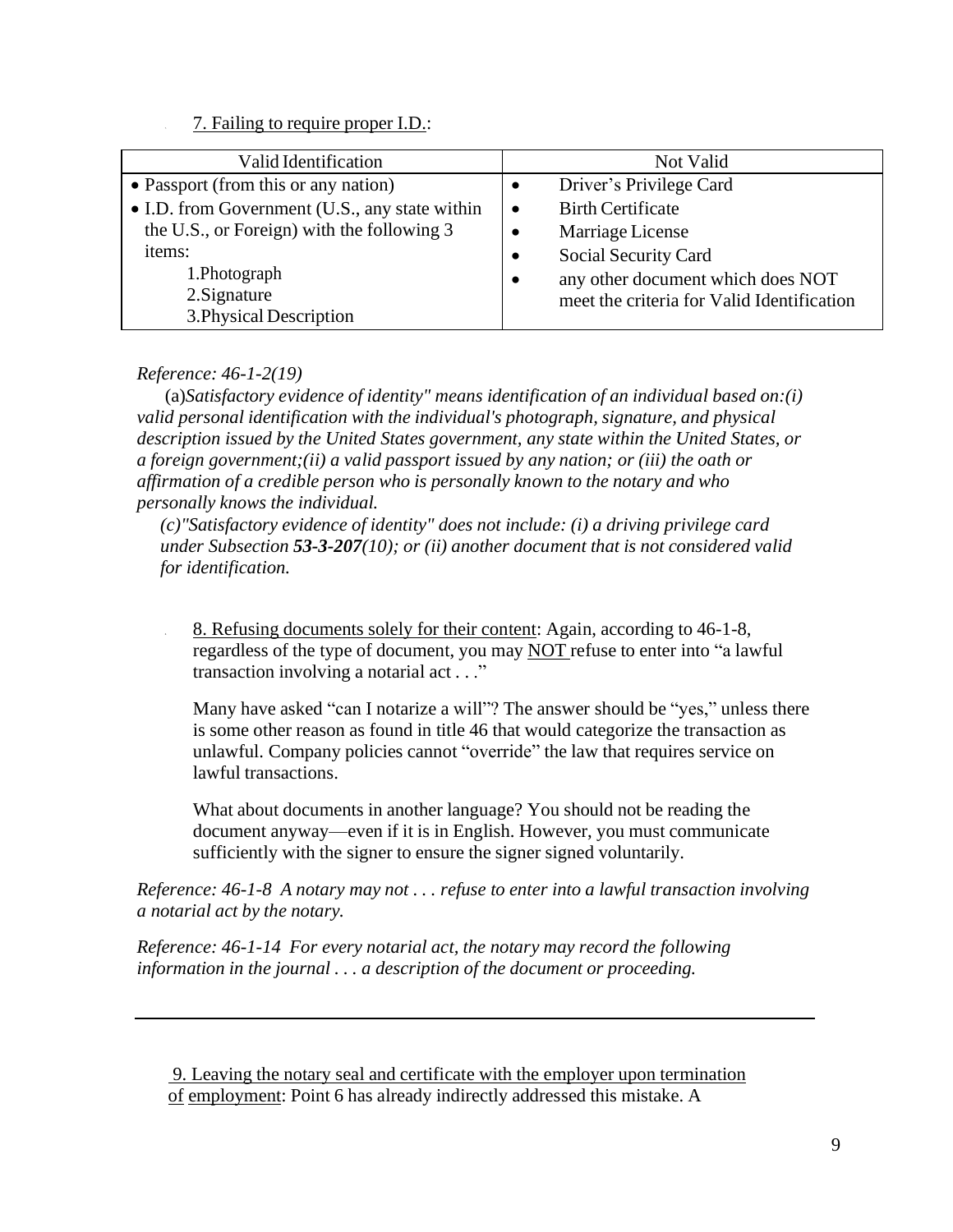7. <u>Failing to require proper I.D.</u>:

| Valid Identification | Not Valid |
| --- | --- |
| • Passport (from this or any nation)<br>• I.D. from Government (U.S., any state within the U.S., or Foreign) with the following 3 items:<br>1.Photograph<br>2.Signature<br>3.Physical Description | • Driver's Privilege Card<br>• Birth Certificate<br>• Marriage License<br>• Social Security Card<br>• any other document which does NOT meet the criteria for Valid Identification |

*Reference: 46-1-2(19)*

(a)*Satisfactory evidence of identity" means identification of an individual based on:(i) valid personal identification with the individual's photograph, signature, and physical description issued by the United States government, any state within the United States, or a foreign government;(ii) a valid passport issued by any nation; or (iii) the oath or affirmation of a credible person who is personally known to the notary and who personally knows the individual.*

*(c)"Satisfactory evidence of identity" does not include: (i) a driving privilege card under Subsection **53-3-207**(10); or (ii) another document that is not considered valid for identification.*

8. <u>Refusing documents solely for their content</u>: Again, according to 46-1-8, regardless of the type of document, you may <u>NOT</u> refuse to enter into "a lawful transaction involving a notarial act . . ."

Many have asked "can I notarize a will"? The answer should be "yes," unless there is some other reason as found in title 46 that would categorize the transaction as unlawful. Company policies cannot "override" the law that requires service on lawful transactions.

What about documents in another language? You should not be reading the document anyway—even if it is in English. However, you must communicate sufficiently with the signer to ensure the signer signed voluntarily.

*Reference: 46-1-8 A notary may not . . . refuse to enter into a lawful transaction involving a notarial act by the notary.*

*Reference: 46-1-14 For every notarial act, the notary may record the following information in the journal . . . a description of the document or proceeding.*

---

9. <u>Leaving the notary seal and certificate with the employer upon termination of employment</u>: Point 6 has already indirectly addressed this mistake. A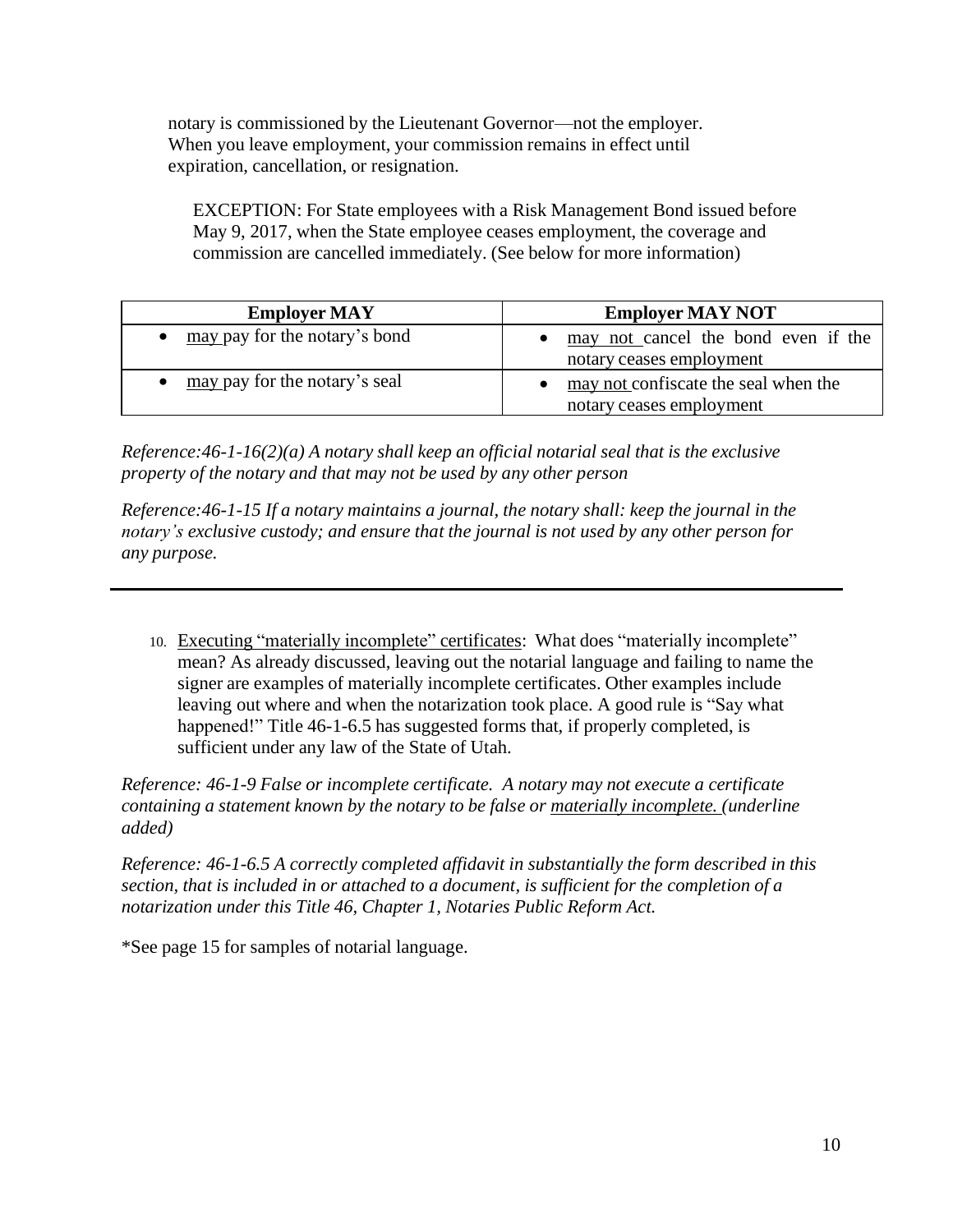notary is commissioned by the Lieutenant Governor—not the employer. When you leave employment, your commission remains in effect until expiration, cancellation, or resignation.

EXCEPTION: For State employees with a Risk Management Bond issued before May 9, 2017, when the State employee ceases employment, the coverage and commission are cancelled immediately. (See below for more information)

| Employer MAY | Employer MAY NOT |
|---|---|
| • <u>may</u> pay for the notary's bond | • <u>may not</u> cancel the bond even if the notary ceases employment |
| • <u>may</u> pay for the notary's seal | • <u>may not</u> confiscate the seal when the notary ceases employment |

*Reference:46-1-16(2)(a) A notary shall keep an official notarial seal that is the exclusive property of the notary and that may not be used by any other person*

*Reference:46-1-15 If a notary maintains a journal, the notary shall: keep the journal in the notary's exclusive custody; and ensure that the journal is not used by any other person for any purpose.*

---

10. <u>Executing "materially incomplete" certificates</u>: What does "materially incomplete" mean? As already discussed, leaving out the notarial language and failing to name the signer are examples of materially incomplete certificates. Other examples include leaving out where and when the notarization took place. A good rule is "Say what happened!" Title 46-1-6.5 has suggested forms that, if properly completed, is sufficient under any law of the State of Utah.

*Reference: 46-1-9 False or incomplete certificate. A notary may not execute a certificate containing a statement known by the notary to be false or <u>materially incomplete.</u> (underline added)*

*Reference: 46-1-6.5 A correctly completed affidavit in substantially the form described in this section, that is included in or attached to a document, is sufficient for the completion of a notarization under this Title 46, Chapter 1, Notaries Public Reform Act.*

*See page 15 for samples of notarial language.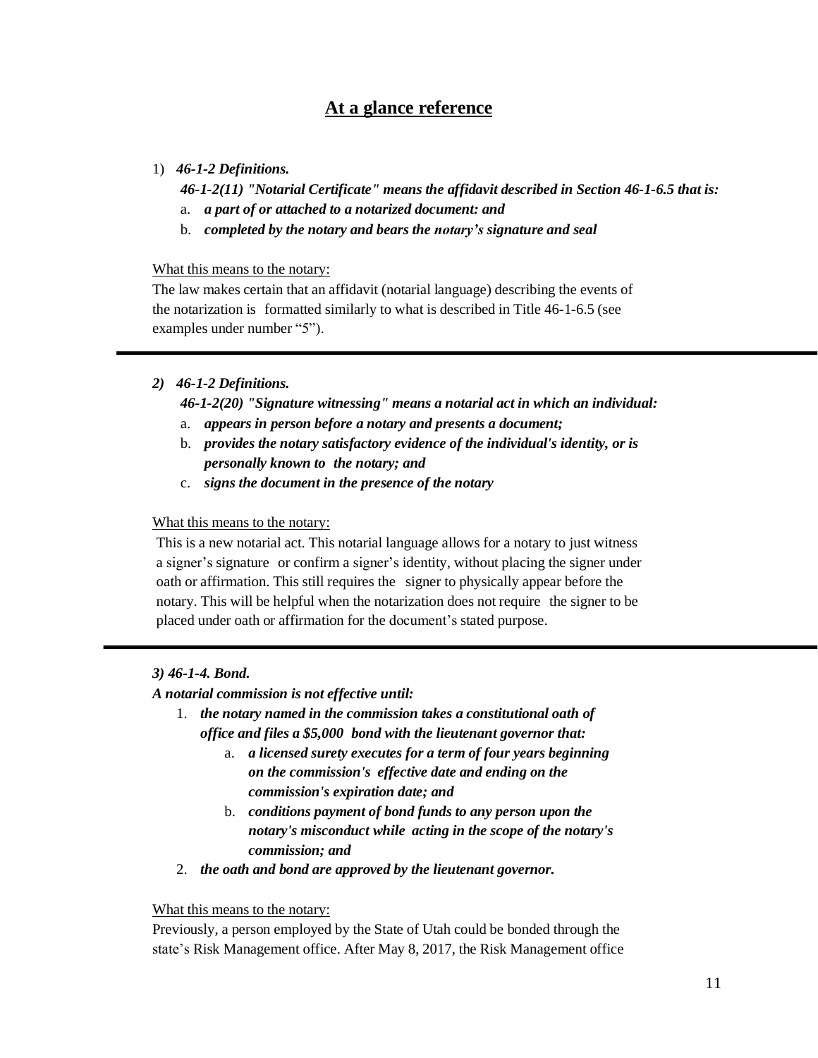## At a glance reference

1) ***46-1-2 Definitions.***

   ***46-1-2(11) "Notarial Certificate" means the affidavit described in Section 46-1-6.5 that is:***

   a. ***a part of or attached to a notarized document: and***
   b. ***completed by the notary and bears the notary's signature and seal***

<u>What this means to the notary:</u>

The law makes certain that an affidavit (notarial language) describing the events of the notarization is formatted similarly to what is described in Title 46-1-6.5 (see examples under number "5").

---

***2) 46-1-2 Definitions.***

   ***46-1-2(20) "Signature witnessing" means a notarial act in which an individual:***

   a. ***appears in person before a notary and presents a document;***
   b. ***provides the notary satisfactory evidence of the individual's identity, or is personally known to the notary; and***
   c. ***signs the document in the presence of the notary***

<u>What this means to the notary:</u>

This is a new notarial act. This notarial language allows for a notary to just witness a signer's signature or confirm a signer's identity, without placing the signer under oath or affirmation. This still requires the signer to physically appear before the notary. This will be helpful when the notarization does not require the signer to be placed under oath or affirmation for the document's stated purpose.

---

***3) 46-1-4. Bond.***

***A notarial commission is not effective until:***

1. ***the notary named in the commission takes a constitutional oath of office and files a $5,000 bond with the lieutenant governor that:***
   a. ***a licensed surety executes for a term of four years beginning on the commission's effective date and ending on the commission's expiration date; and***
   b. ***conditions payment of bond funds to any person upon the notary's misconduct while acting in the scope of the notary's commission; and***
2. ***the oath and bond are approved by the lieutenant governor.***

<u>What this means to the notary:</u>

Previously, a person employed by the State of Utah could be bonded through the state's Risk Management office. After May 8, 2017, the Risk Management office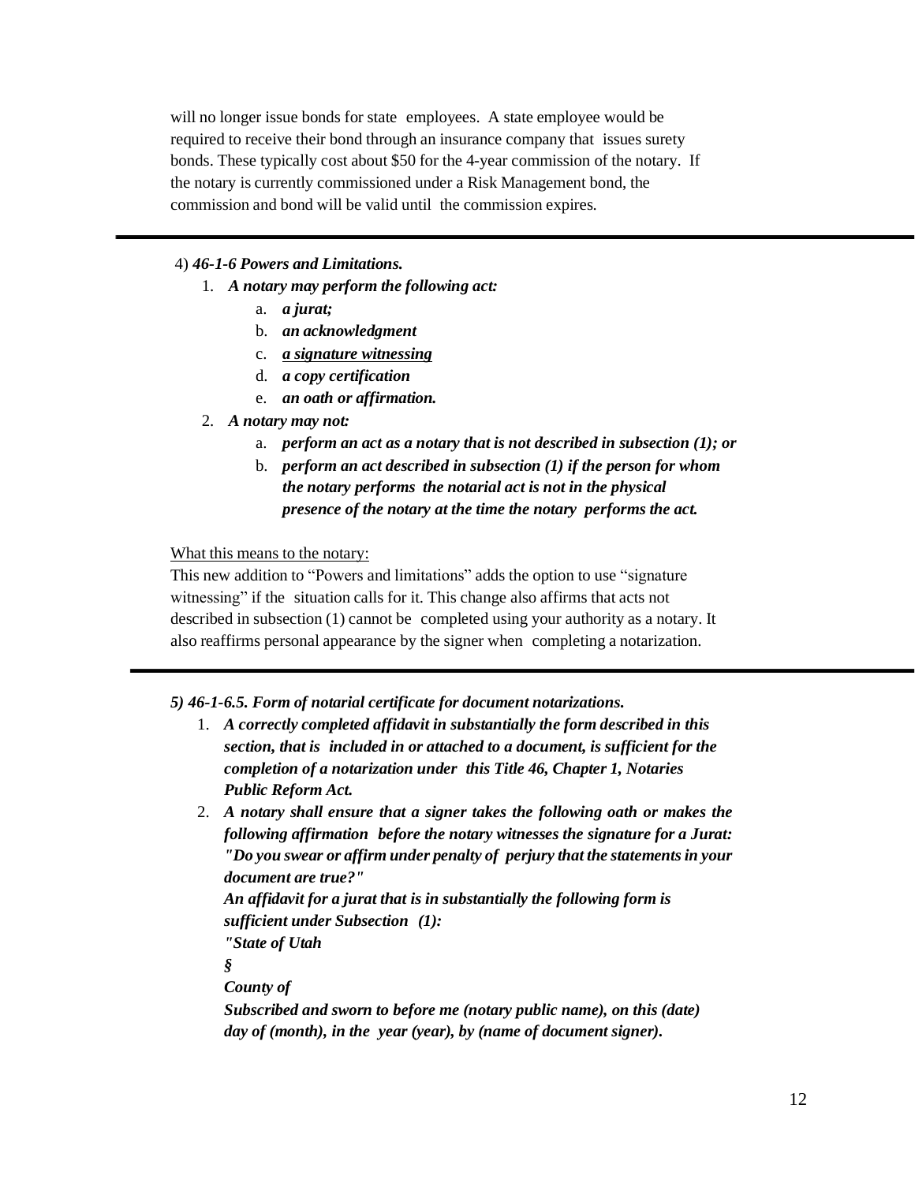will no longer issue bonds for state employees. A state employee would be required to receive their bond through an insurance company that issues surety bonds. These typically cost about $50 for the 4-year commission of the notary. If the notary is currently commissioned under a Risk Management bond, the commission and bond will be valid until the commission expires.

---

4) ***46-1-6 Powers and Limitations.***

1. ***A notary may perform the following act:***
    a. ***a jurat;***
    b. ***an acknowledgment***
    c. <u>***a signature witnessing***</u>
    d. ***a copy certification***
    e. ***an oath or affirmation.***
2. ***A notary may not:***
    a. ***perform an act as a notary that is not described in subsection (1); or***
    b. ***perform an act described in subsection (1) if the person for whom the notary performs the notarial act is not in the physical presence of the notary at the time the notary performs the act.***

<u>What this means to the notary:</u>

This new addition to "Powers and limitations" adds the option to use "signature witnessing" if the situation calls for it. This change also affirms that acts not described in subsection (1) cannot be completed using your authority as a notary. It also reaffirms personal appearance by the signer when completing a notarization.

---

***5) 46-1-6.5. Form of notarial certificate for document notarizations.***

1. ***A correctly completed affidavit in substantially the form described in this section, that is included in or attached to a document, is sufficient for the completion of a notarization under this Title 46, Chapter 1, Notaries Public Reform Act.***
2. ***A notary shall ensure that a signer takes the following oath or makes the following affirmation before the notary witnesses the signature for a Jurat: "Do you swear or affirm under penalty of perjury that the statements in your document are true?"***

    ***An affidavit for a jurat that is in substantially the following form is sufficient under Subsection (1):***

    ***"State of Utah***

    ***§***

    ***County of***

    ***Subscribed and sworn to before me (notary public name), on this (date) day of (month), in the year (year), by (name of document signer).***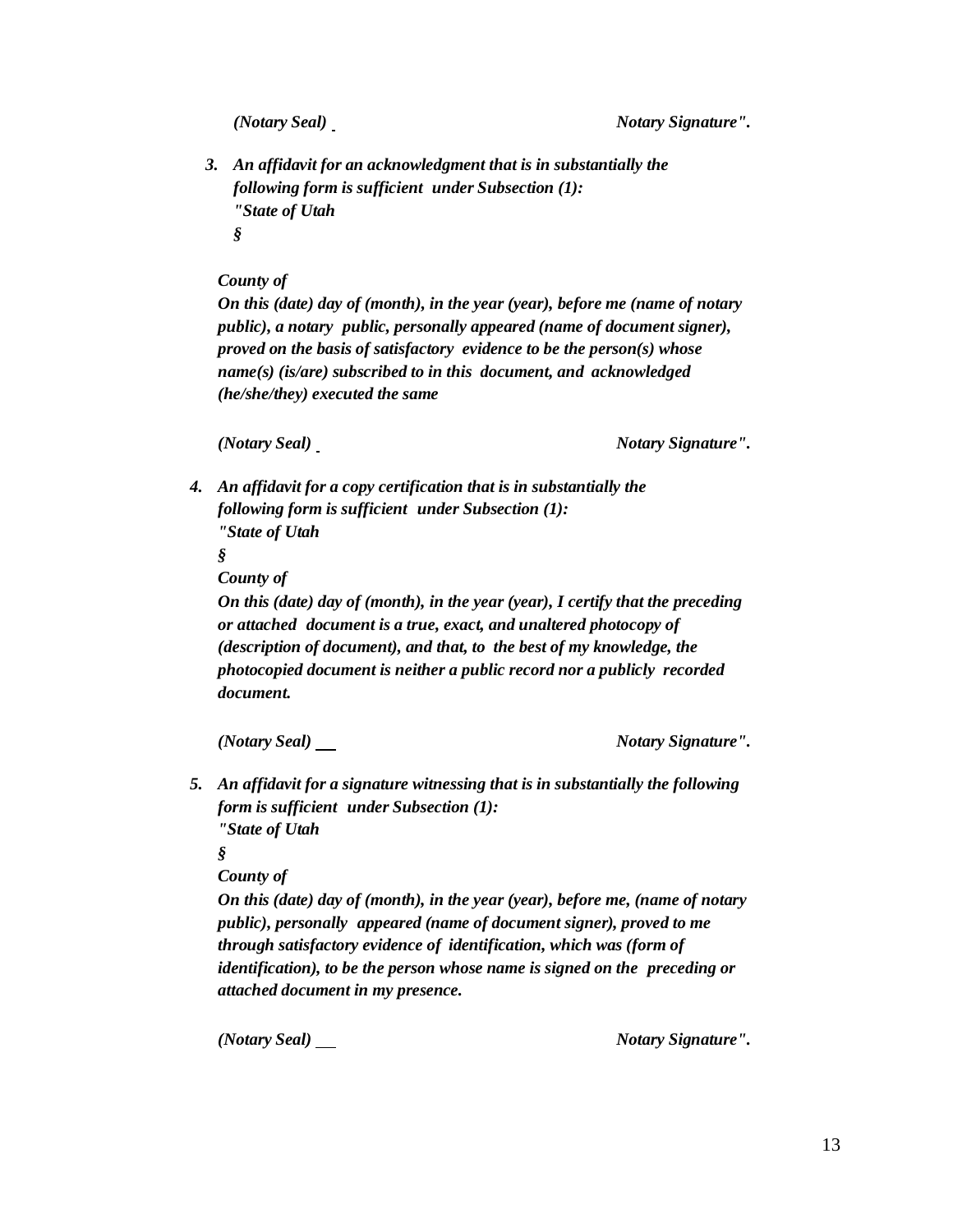*(Notary Seal)* *Notary Signature".*

3. ***An affidavit for an acknowledgment that is in substantially the following form is sufficient under Subsection (1):***
   ***"State of Utah***
   ***§***

   ***County of***
   ***On this (date) day of (month), in the year (year), before me (name of notary public), a notary public, personally appeared (name of document signer), proved on the basis of satisfactory evidence to be the person(s) whose name(s) (is/are) subscribed to in this document, and acknowledged (he/she/they) executed the same***

   *(Notary Seal)* *Notary Signature".*

4. ***An affidavit for a copy certification that is in substantially the following form is sufficient under Subsection (1):***
   ***"State of Utah***
   ***§***
   ***County of***
   ***On this (date) day of (month), in the year (year), I certify that the preceding or attached document is a true, exact, and unaltered photocopy of (description of document), and that, to the best of my knowledge, the photocopied document is neither a public record nor a publicly recorded document.***

   *(Notary Seal)* *Notary Signature".*

5. ***An affidavit for a signature witnessing that is in substantially the following form is sufficient under Subsection (1):***
   ***"State of Utah***
   ***§***
   ***County of***
   ***On this (date) day of (month), in the year (year), before me, (name of notary public), personally appeared (name of document signer), proved to me through satisfactory evidence of identification, which was (form of identification), to be the person whose name is signed on the preceding or attached document in my presence.***

   *(Notary Seal)* *Notary Signature".*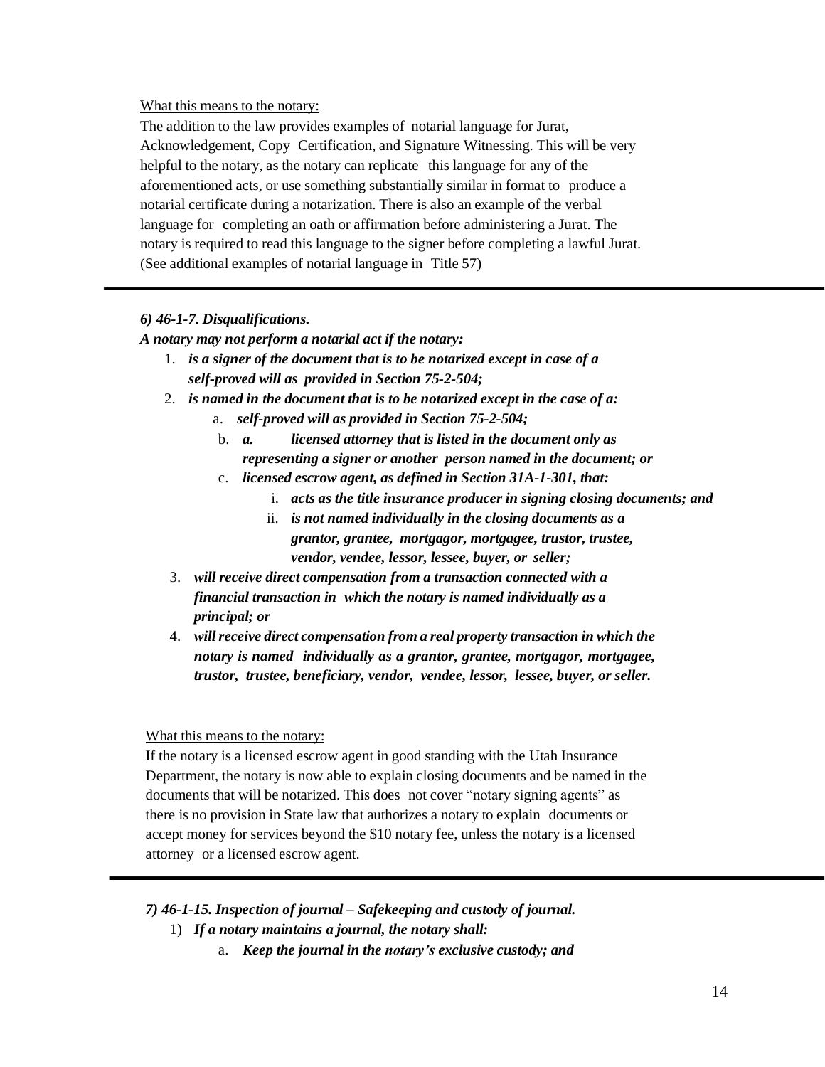What this means to the notary:

The addition to the law provides examples of notarial language for Jurat, Acknowledgement, Copy Certification, and Signature Witnessing. This will be very helpful to the notary, as the notary can replicate this language for any of the aforementioned acts, or use something substantially similar in format to produce a notarial certificate during a notarization. There is also an example of the verbal language for completing an oath or affirmation before administering a Jurat. The notary is required to read this language to the signer before completing a lawful Jurat. (See additional examples of notarial language in Title 57)

---

***6) 46-1-7. Disqualifications.***

***A notary may not perform a notarial act if the notary:***

1. ***is a signer of the document that is to be notarized except in case of a self-proved will as provided in Section 75-2-504;***
2. ***is named in the document that is to be notarized except in the case of a:***
    a. ***self-proved will as provided in Section 75-2-504;***
    b. ***a. licensed attorney that is listed in the document only as representing a signer or another person named in the document; or***
    c. ***licensed escrow agent, as defined in Section 31A-1-301, that:***
        i. ***acts as the title insurance producer in signing closing documents; and***
        ii. ***is not named individually in the closing documents as a grantor, grantee, mortgagor, mortgagee, trustor, trustee, vendor, vendee, lessor, lessee, buyer, or seller;***
3. ***will receive direct compensation from a transaction connected with a financial transaction in which the notary is named individually as a principal; or***
4. ***will receive direct compensation from a real property transaction in which the notary is named individually as a grantor, grantee, mortgagor, mortgagee, trustor, trustee, beneficiary, vendor, vendee, lessor, lessee, buyer, or seller.***

What this means to the notary:

If the notary is a licensed escrow agent in good standing with the Utah Insurance Department, the notary is now able to explain closing documents and be named in the documents that will be notarized. This does not cover "notary signing agents" as there is no provision in State law that authorizes a notary to explain documents or accept money for services beyond the $10 notary fee, unless the notary is a licensed attorney or a licensed escrow agent.

---

***7) 46-1-15. Inspection of journal – Safekeeping and custody of journal.***

1) ***If a notary maintains a journal, the notary shall:***
    a. ***Keep the journal in the notary's exclusive custody; and***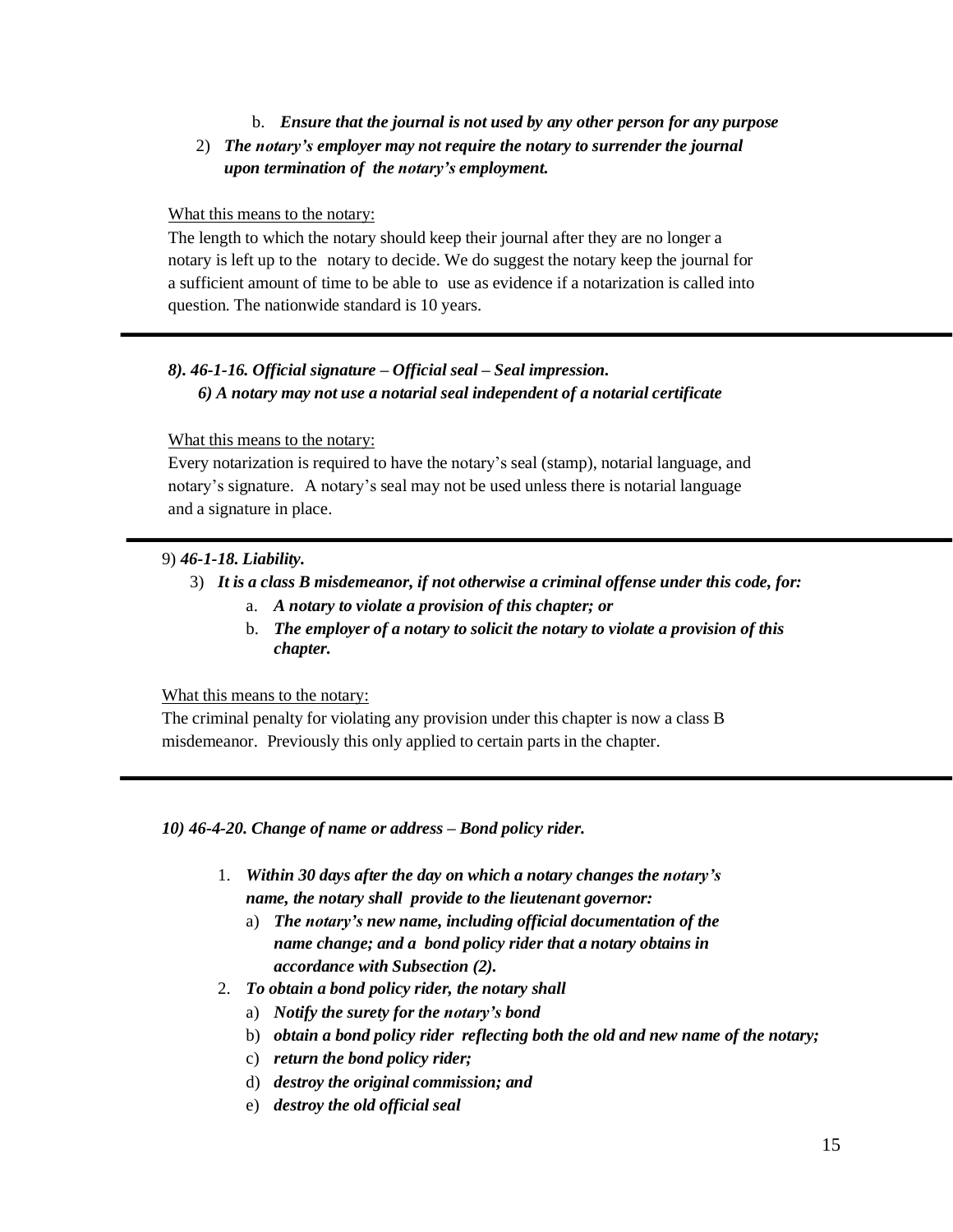b. ***Ensure that the journal is not used by any other person for any purpose***

2) ***The notary's employer may not require the notary to surrender the journal upon termination of the notary's employment.***

What this means to the notary:

The length to which the notary should keep their journal after they are no longer a notary is left up to the notary to decide. We do suggest the notary keep the journal for a sufficient amount of time to be able to use as evidence if a notarization is called into question. The nationwide standard is 10 years.

---

***8). 46-1-16. Official signature – Official seal – Seal impression.***

***6) A notary may not use a notarial seal independent of a notarial certificate***

What this means to the notary:

Every notarization is required to have the notary's seal (stamp), notarial language, and notary's signature. A notary's seal may not be used unless there is notarial language and a signature in place.

---

9) ***46-1-18. Liability.***

3) ***It is a class B misdemeanor, if not otherwise a criminal offense under this code, for:***

   a. ***A notary to violate a provision of this chapter; or***

   b. ***The employer of a notary to solicit the notary to violate a provision of this chapter.***

What this means to the notary:

The criminal penalty for violating any provision under this chapter is now a class B misdemeanor. Previously this only applied to certain parts in the chapter.

---

***10) 46-4-20. Change of name or address – Bond policy rider.***

1. ***Within 30 days after the day on which a notary changes the notary's name, the notary shall provide to the lieutenant governor:***
   a) ***The notary's new name, including official documentation of the name change; and a bond policy rider that a notary obtains in accordance with Subsection (2).***
2. ***To obtain a bond policy rider, the notary shall***
   a) ***Notify the surety for the notary's bond***
   b) ***obtain a bond policy rider reflecting both the old and new name of the notary;***
   c) ***return the bond policy rider;***
   d) ***destroy the original commission; and***
   e) ***destroy the old official seal***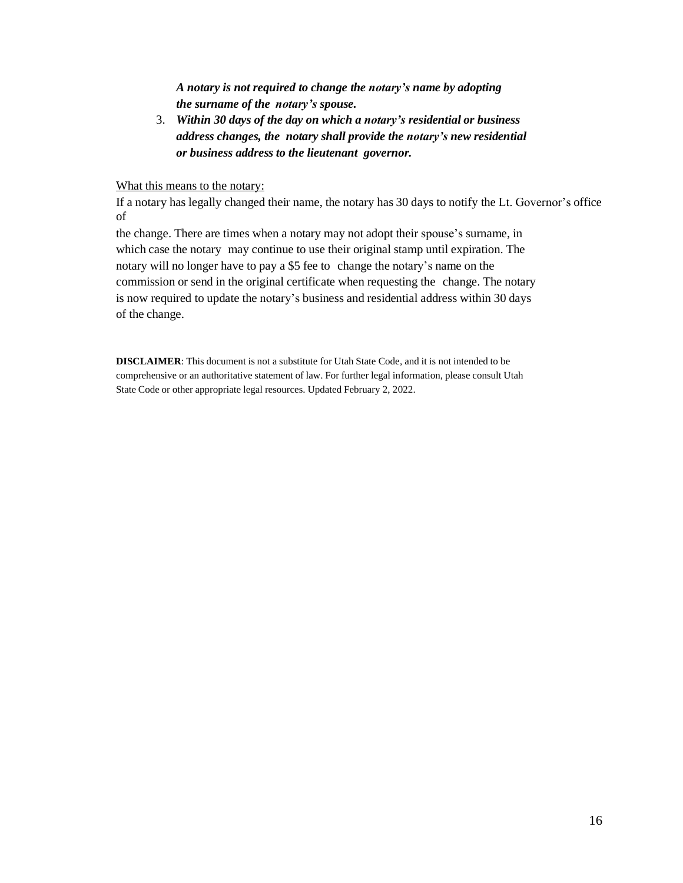***A notary is not required to change the notary's name by adopting the surname of the notary's spouse.***

3. ***Within 30 days of the day on which a notary's residential or business address changes, the notary shall provide the notary's new residential or business address to the lieutenant governor.***

<u>What this means to the notary:</u>

If a notary has legally changed their name, the notary has 30 days to notify the Lt. Governor's office of the change. There are times when a notary may not adopt their spouse's surname, in which case the notary may continue to use their original stamp until expiration. The notary will no longer have to pay a $5 fee to change the notary's name on the commission or send in the original certificate when requesting the change. The notary is now required to update the notary's business and residential address within 30 days of the change.

**DISCLAIMER**: This document is not a substitute for Utah State Code, and it is not intended to be comprehensive or an authoritative statement of law. For further legal information, please consult Utah State Code or other appropriate legal resources. Updated February 2, 2022.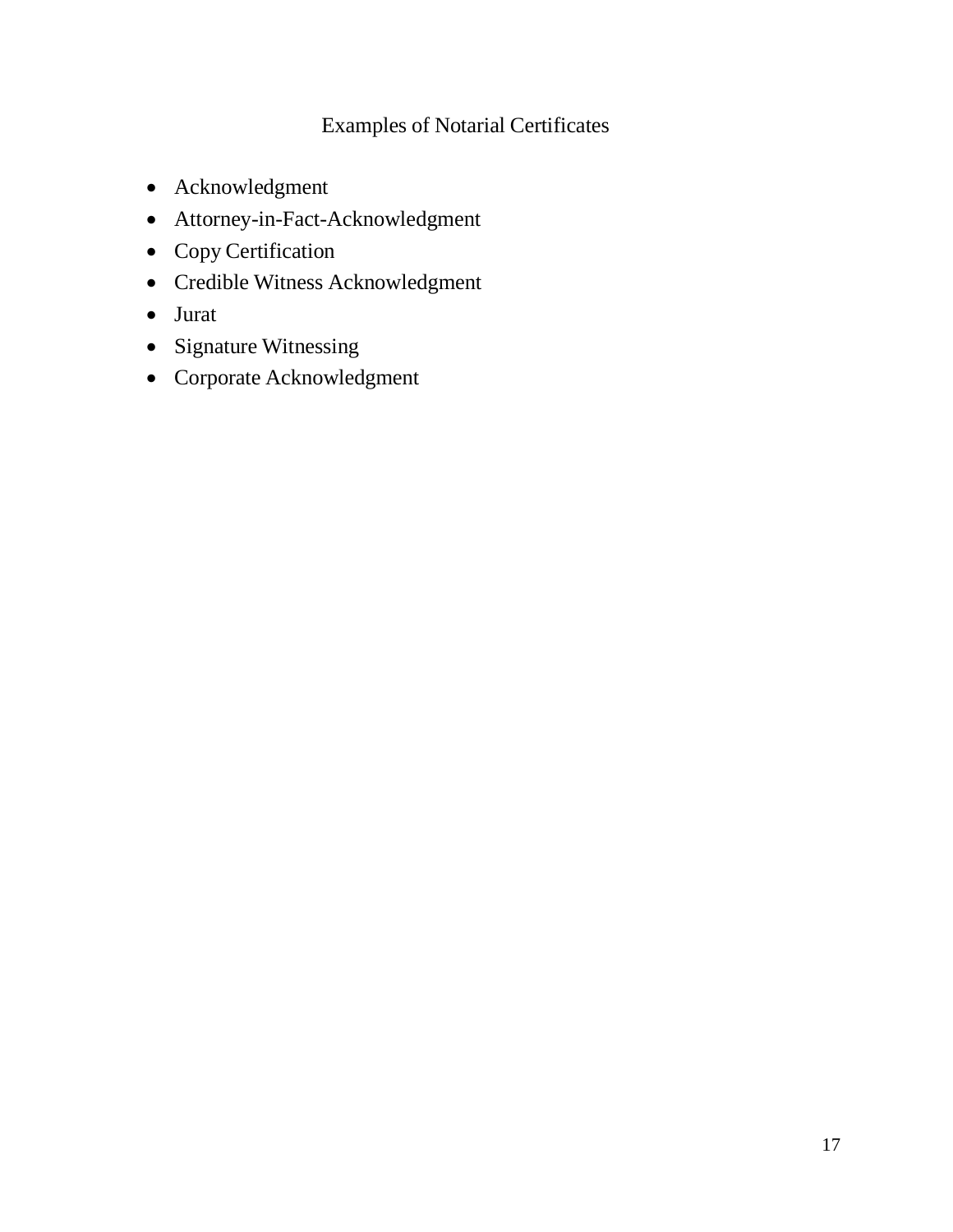## Examples of Notarial Certificates

- Acknowledgment
- Attorney-in-Fact-Acknowledgment
- Copy Certification
- Credible Witness Acknowledgment
- Jurat
- Signature Witnessing
- Corporate Acknowledgment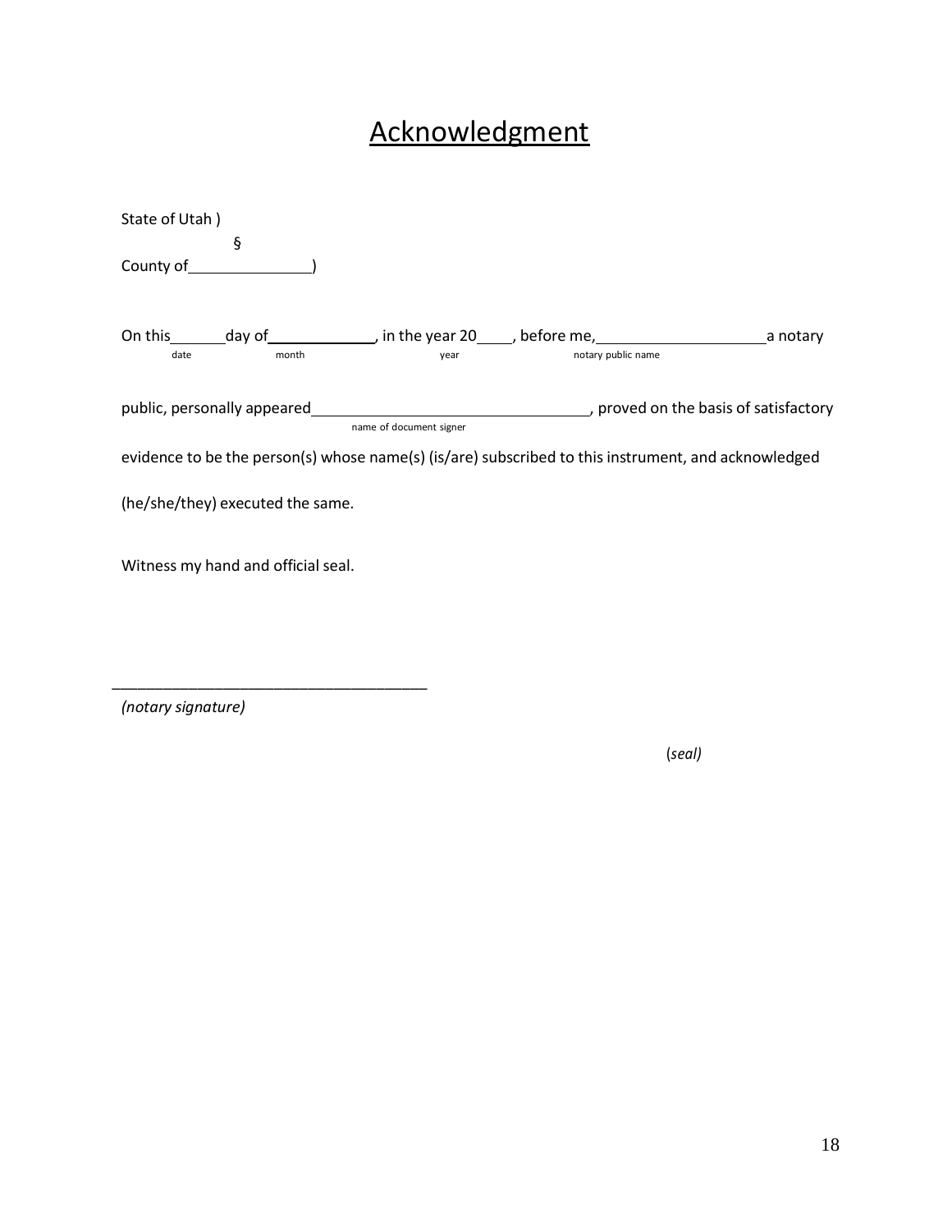# Acknowledgment

State of Utah )
§
County of ______________ )

On this ______ day of ____________, in the year 20____, before me, ____________________ a notary
date month year notary public name

public, personally appeared ________________________________, proved on the basis of satisfactory
name of document signer

evidence to be the person(s) whose name(s) (is/are) subscribed to this instrument, and acknowledged

(he/she/they) executed the same.

Witness my hand and official seal.

_____________________________________
*(notary signature)*

(*seal)*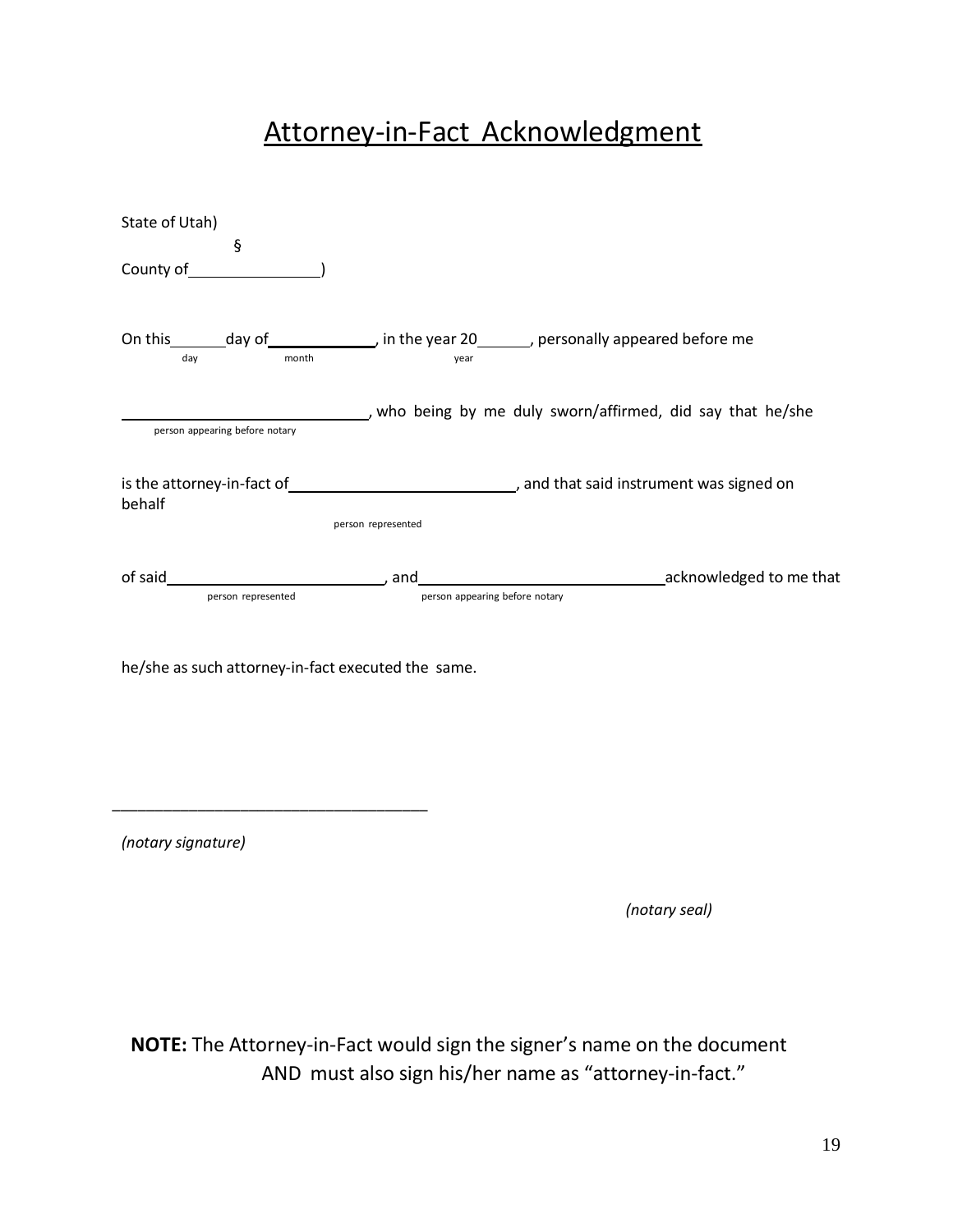# Attorney-in-Fact Acknowledgment

State of Utah)  
§  
County of_______________)

On this______day of____________, in the year 20______, personally appeared before me  
day month year

____________________________, who being by me duly sworn/affirmed, did say that he/she  
person appearing before notary

is the attorney-in-fact of__________________________, and that said instrument was signed on behalf  
person represented

of said__________________________, and____________________________acknowledged to me that  
person represented person appearing before notary

he/she as such attorney-in-fact executed the same.

______________________________________

*(notary signature)*

*(notary seal)*

**NOTE:** The Attorney-in-Fact would sign the signer's name on the document AND must also sign his/her name as "attorney-in-fact."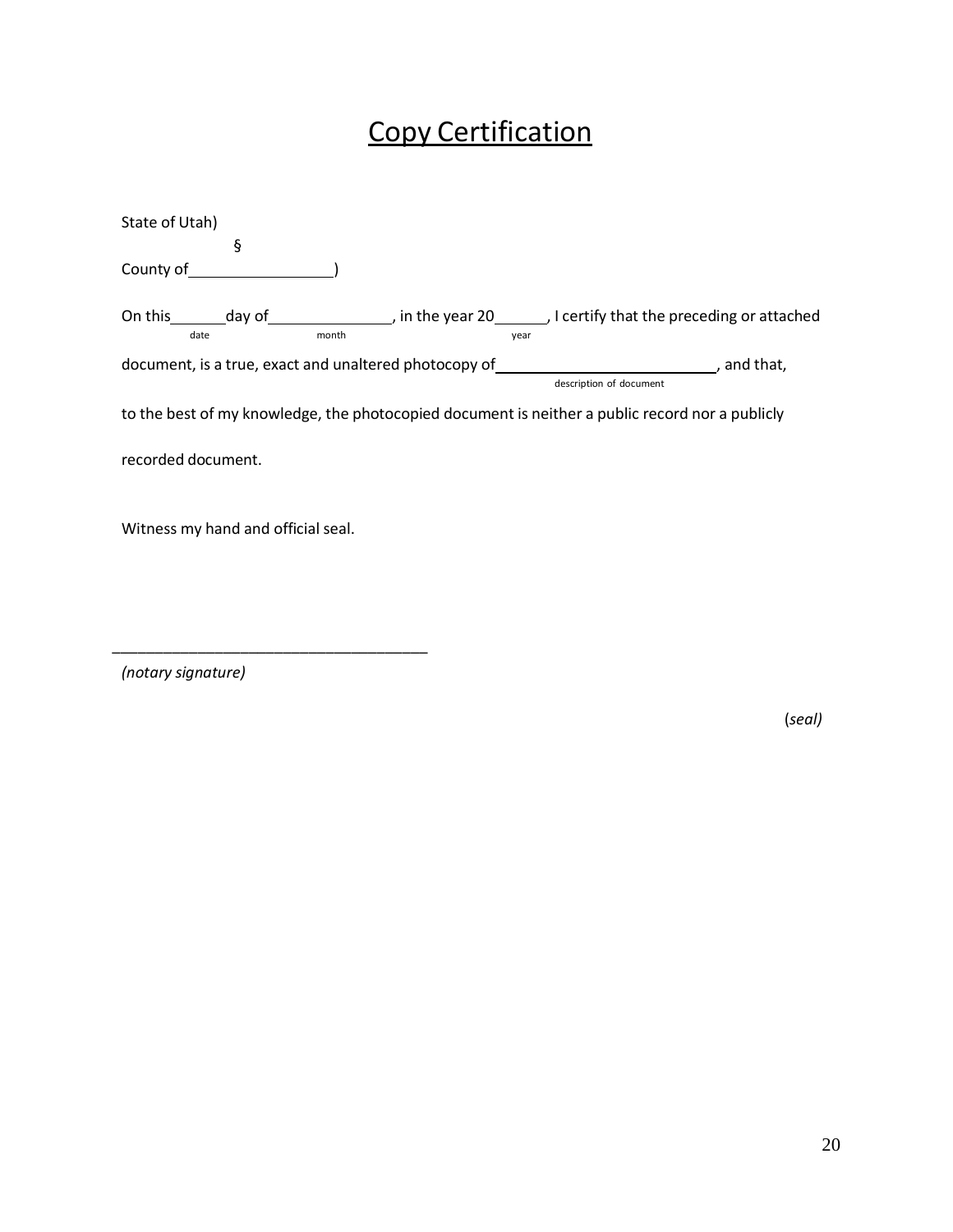# Copy Certification

State of Utah)

§

County of\_\_\_\_\_\_\_\_\_\_\_\_\_\_\_\_)

On this\_\_\_\_\_\_day of\_\_\_\_\_\_\_\_\_\_\_\_\_\_, in the year 20\_\_\_\_\_\_, I certify that the preceding or attached
date month year

document, is a true, exact and unaltered photocopy of\_\_\_\_\_\_\_\_\_\_\_\_\_\_\_\_\_\_\_\_\_\_\_\_\_\_, and that,
description of document

to the best of my knowledge, the photocopied document is neither a public record nor a publicly recorded document.

Witness my hand and official seal.

\_\_\_\_\_\_\_\_\_\_\_\_\_\_\_\_\_\_\_\_\_\_\_\_\_\_\_\_\_\_\_\_\_\_\_\_\_\_

*(notary signature)*

(*seal)*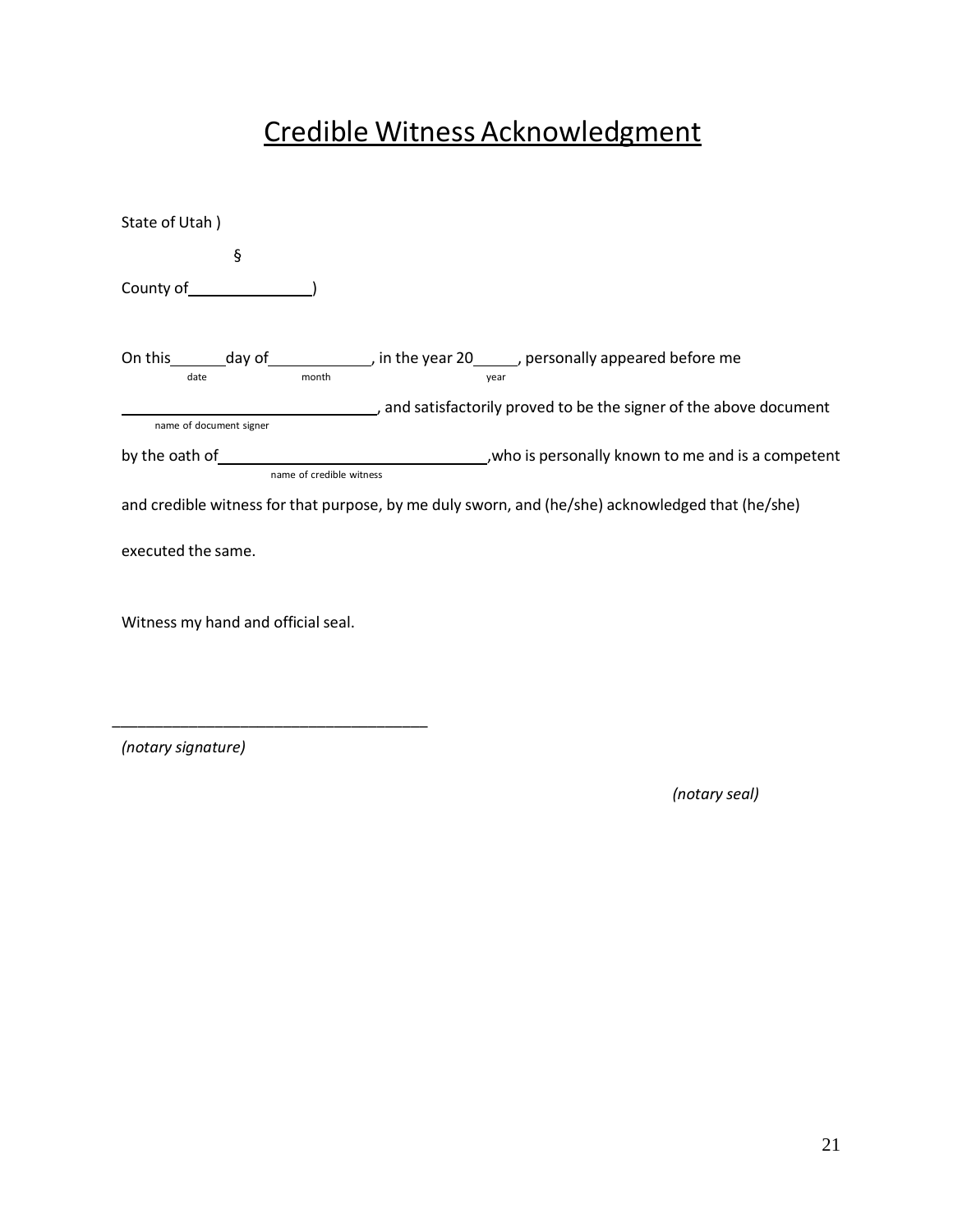# Credible Witness Acknowledgment

State of Utah )

§

County of_______________)

On this_______day of_____________, in the year 20_____, personally appeared before me
date month year

_______________________________, and satisfactorily proved to be the signer of the above document
name of document signer

by the oath of_________________________________,who is personally known to me and is a competent
name of credible witness

and credible witness for that purpose, by me duly sworn, and (he/she) acknowledged that (he/she) executed the same.

Witness my hand and official seal.

_____________________________________

*(notary signature)*

*(notary seal)*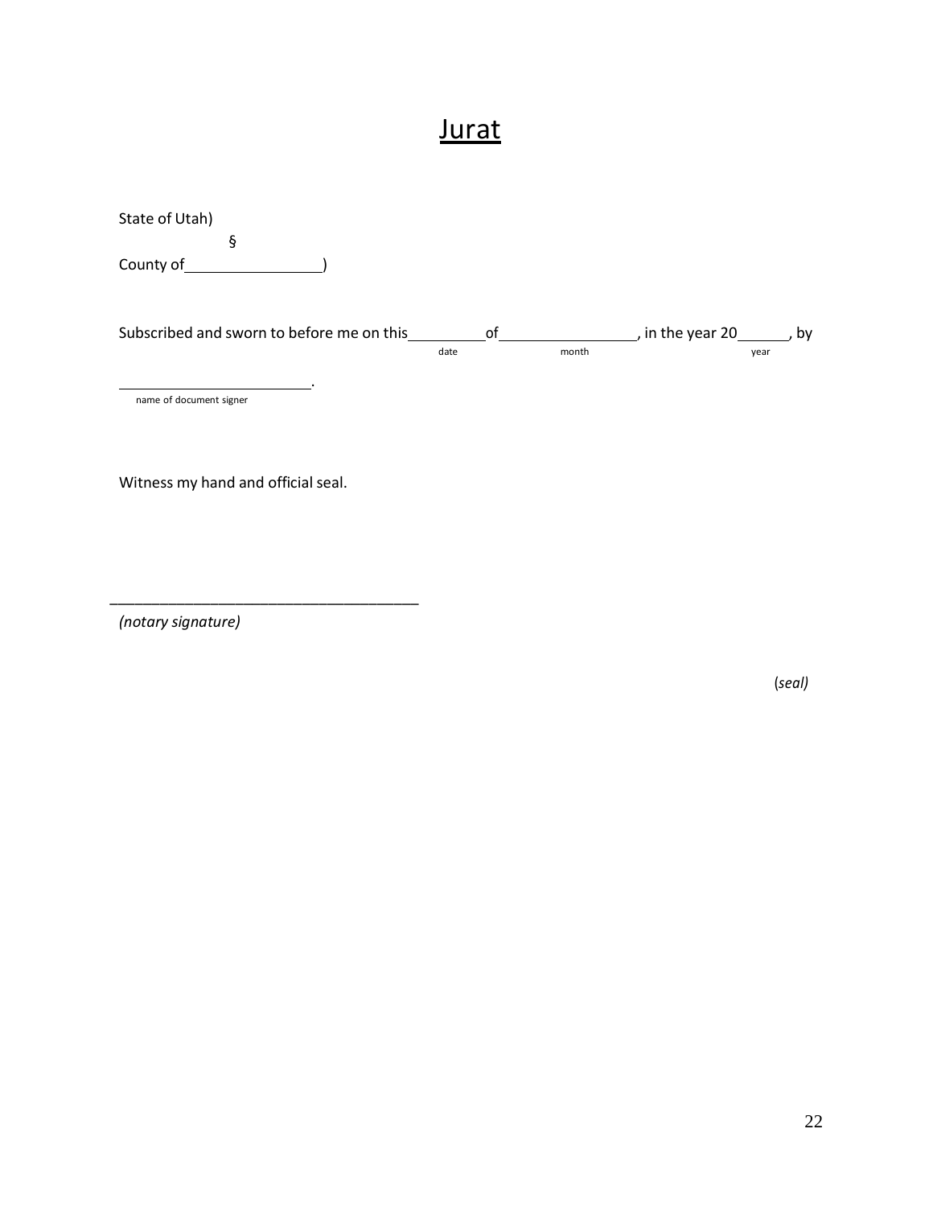# Jurat

State of Utah)

§

County of________________)

Subscribed and sworn to before me on this__________of_________________, in the year 20______, by

date month year

_________________________.

name of document signer

Witness my hand and official seal.

_____________________________________

*(notary signature)*

(*seal)*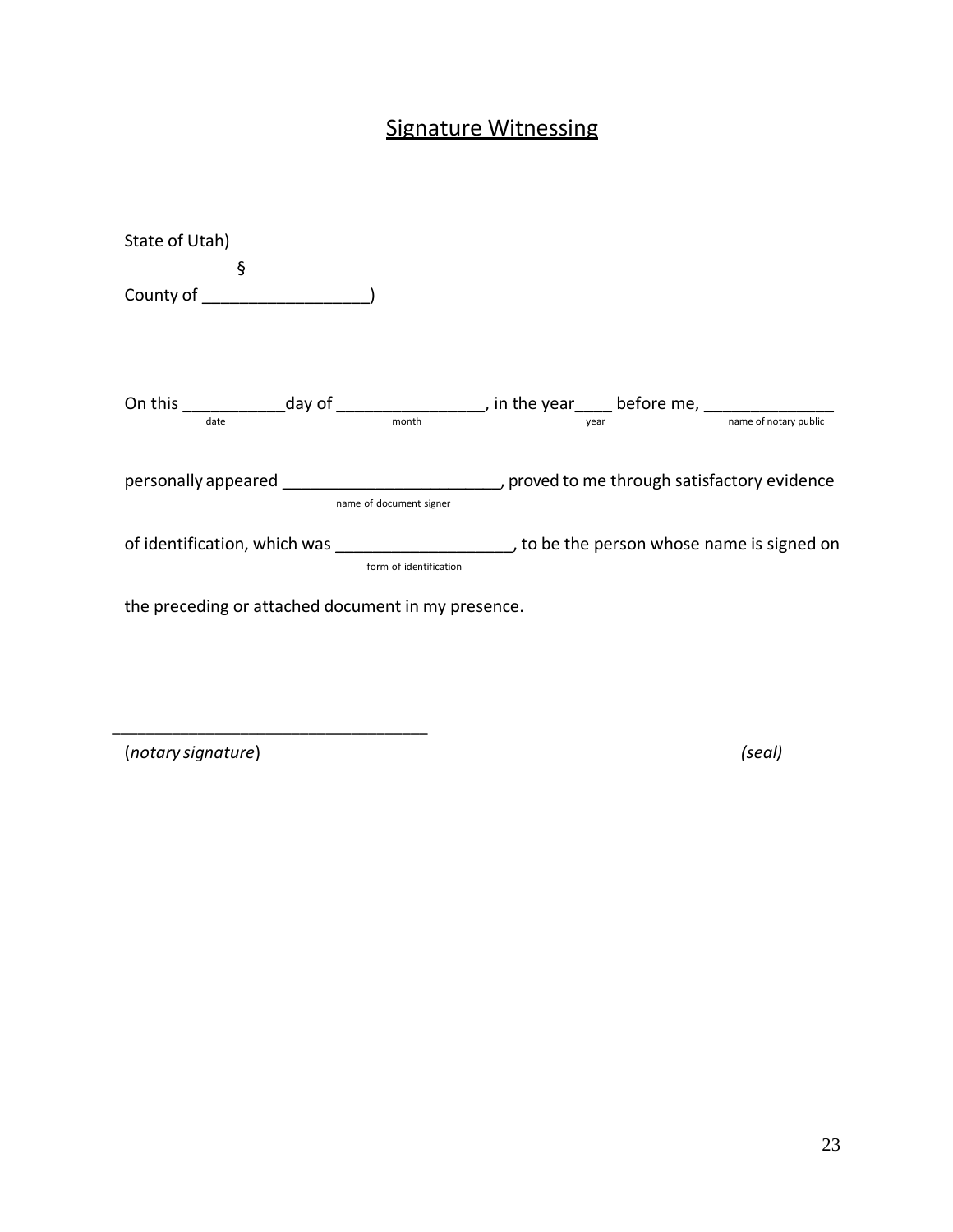## Signature Witnessing

State of Utah)
§
County of __________________)

On this ___________day of ________________, in the year____ before me, _____________
date month year name of notary public

personally appeared _______________________, proved to me through satisfactory evidence
name of document signer

of identification, which was ___________________, to be the person whose name is signed on
form of identification

the preceding or attached document in my presence.

__________________________________
(*notary signature*) *(seal)*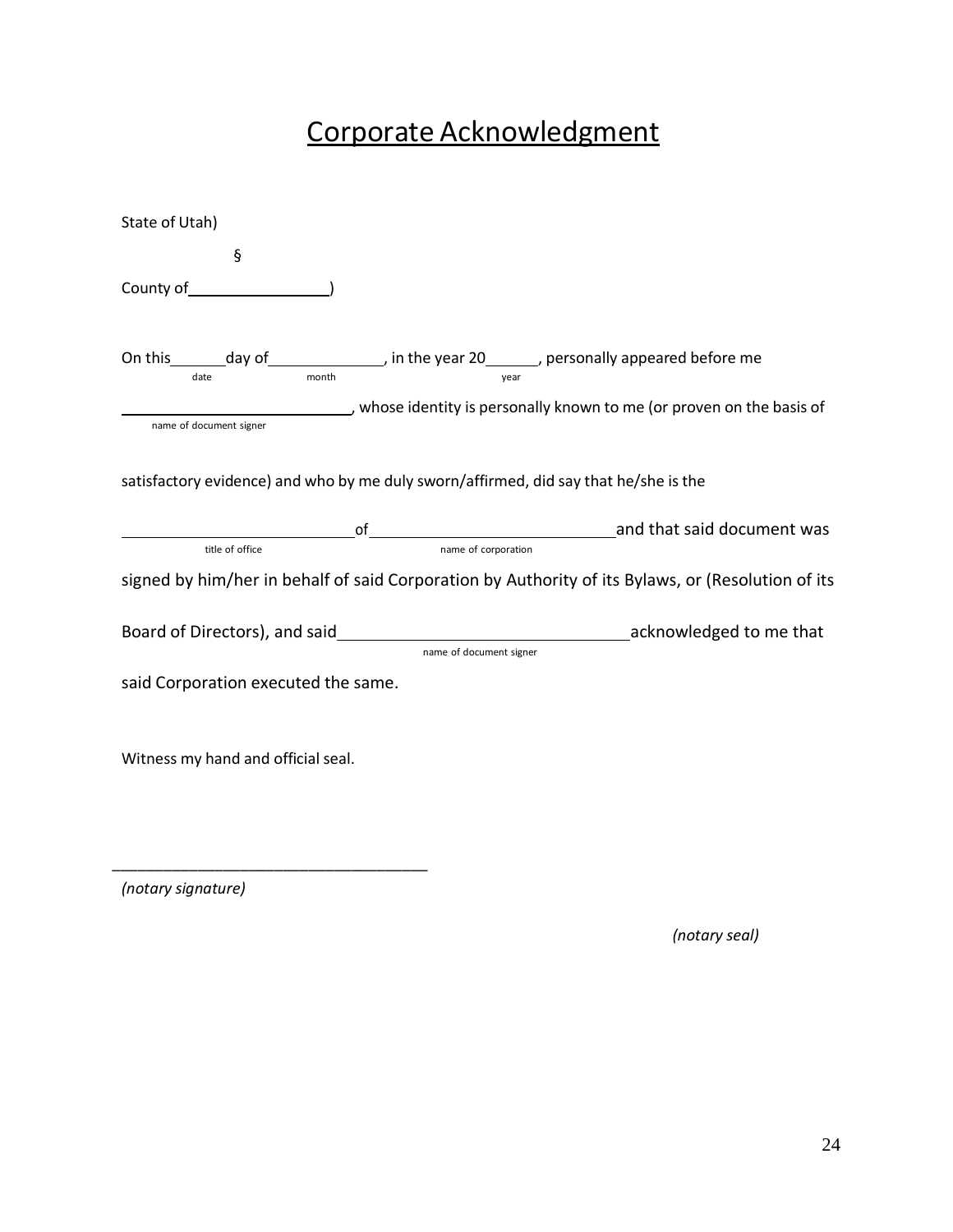# Corporate Acknowledgment

State of Utah)

§

County of\_\_\_\_\_\_\_\_\_\_\_\_\_\_\_\_)

On this\_\_\_\_\_\_\_day of\_\_\_\_\_\_\_\_\_\_\_\_\_\_, in the year 20\_\_\_\_\_\_, personally appeared before me
(date) (month) (year)

\_\_\_\_\_\_\_\_\_\_\_\_\_\_\_\_\_\_\_\_\_\_\_\_\_\_\_\_, whose identity is personally known to me (or proven on the basis of
(name of document signer)

satisfactory evidence) and who by me duly sworn/affirmed, did say that he/she is the

\_\_\_\_\_\_\_\_\_\_\_\_\_\_\_\_\_\_\_\_\_\_\_\_\_\_\_\_of\_\_\_\_\_\_\_\_\_\_\_\_\_\_\_\_\_\_\_\_\_\_\_\_\_\_\_\_\_\_and that said document was
(title of office) (name of corporation)

signed by him/her in behalf of said Corporation by Authority of its Bylaws, or (Resolution of its

Board of Directors), and said\_\_\_\_\_\_\_\_\_\_\_\_\_\_\_\_\_\_\_\_\_\_\_\_\_\_\_\_\_\_\_\_\_\_\_acknowledged to me that
(name of document signer)

said Corporation executed the same.

Witness my hand and official seal.

\_\_\_\_\_\_\_\_\_\_\_\_\_\_\_\_\_\_\_\_\_\_\_\_\_\_\_\_\_\_\_\_\_\_\_\_\_\_\_\_

*(notary signature)*

*(notary seal)*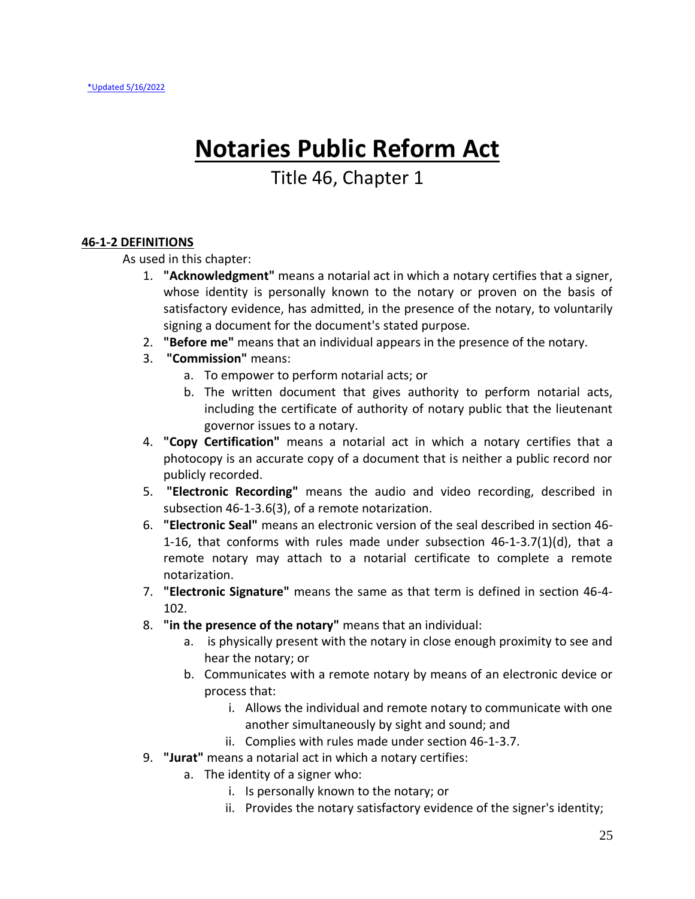*Updated 5/16/2022

# Notaries Public Reform Act

Title 46, Chapter 1

**46-1-2 DEFINITIONS**

As used in this chapter:

1. **"Acknowledgment"** means a notarial act in which a notary certifies that a signer, whose identity is personally known to the notary or proven on the basis of satisfactory evidence, has admitted, in the presence of the notary, to voluntarily signing a document for the document's stated purpose.
2. **"Before me"** means that an individual appears in the presence of the notary.
3. **"Commission"** means:
   a. To empower to perform notarial acts; or
   b. The written document that gives authority to perform notarial acts, including the certificate of authority of notary public that the lieutenant governor issues to a notary.
4. **"Copy Certification"** means a notarial act in which a notary certifies that a photocopy is an accurate copy of a document that is neither a public record nor publicly recorded.
5. **"Electronic Recording"** means the audio and video recording, described in subsection 46-1-3.6(3), of a remote notarization.
6. **"Electronic Seal"** means an electronic version of the seal described in section 46-1-16, that conforms with rules made under subsection 46-1-3.7(1)(d), that a remote notary may attach to a notarial certificate to complete a remote notarization.
7. **"Electronic Signature"** means the same as that term is defined in section 46-4-102.
8. **"in the presence of the notary"** means that an individual:
   a. is physically present with the notary in close enough proximity to see and hear the notary; or
   b. Communicates with a remote notary by means of an electronic device or process that:
      i. Allows the individual and remote notary to communicate with one another simultaneously by sight and sound; and
      ii. Complies with rules made under section 46-1-3.7.
9. **"Jurat"** means a notarial act in which a notary certifies:
   a. The identity of a signer who:
      i. Is personally known to the notary; or
      ii. Provides the notary satisfactory evidence of the signer's identity;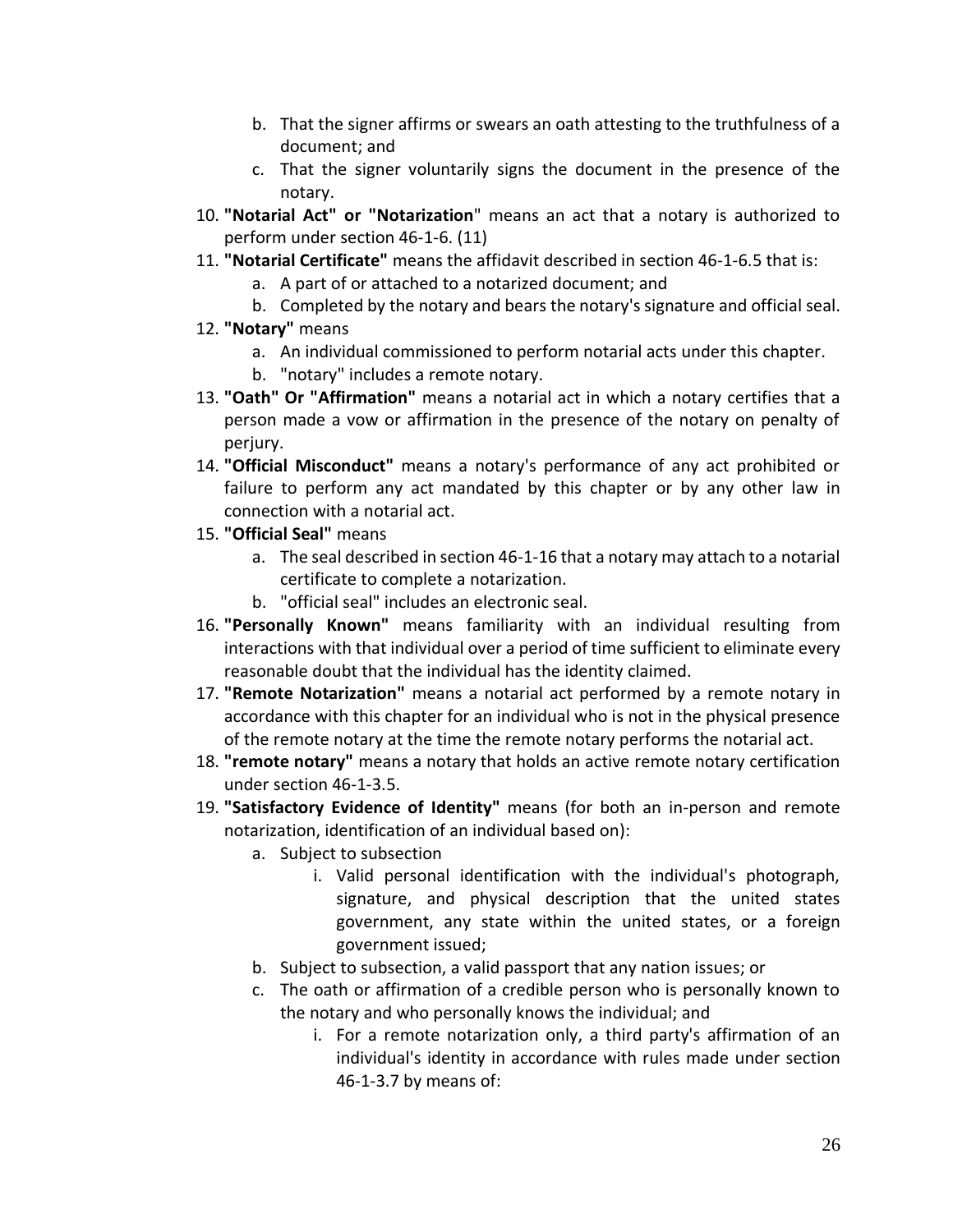b. That the signer affirms or swears an oath attesting to the truthfulness of a document; and
   c. That the signer voluntarily signs the document in the presence of the notary.
10. **"Notarial Act" or "Notarization**" means an act that a notary is authorized to perform under section 46-1-6. (11)
11. **"Notarial Certificate"** means the affidavit described in section 46-1-6.5 that is:
    a. A part of or attached to a notarized document; and
    b. Completed by the notary and bears the notary's signature and official seal.
12. **"Notary"** means
    a. An individual commissioned to perform notarial acts under this chapter.
    b. "notary" includes a remote notary.
13. **"Oath" Or "Affirmation"** means a notarial act in which a notary certifies that a person made a vow or affirmation in the presence of the notary on penalty of perjury.
14. **"Official Misconduct"** means a notary's performance of any act prohibited or failure to perform any act mandated by this chapter or by any other law in connection with a notarial act.
15. **"Official Seal"** means
    a. The seal described in section 46-1-16 that a notary may attach to a notarial certificate to complete a notarization.
    b. "official seal" includes an electronic seal.
16. **"Personally Known"** means familiarity with an individual resulting from interactions with that individual over a period of time sufficient to eliminate every reasonable doubt that the individual has the identity claimed.
17. **"Remote Notarization"** means a notarial act performed by a remote notary in accordance with this chapter for an individual who is not in the physical presence of the remote notary at the time the remote notary performs the notarial act.
18. **"remote notary"** means a notary that holds an active remote notary certification under section 46-1-3.5.
19. **"Satisfactory Evidence of Identity"** means (for both an in-person and remote notarization, identification of an individual based on):
    a. Subject to subsection
       i. Valid personal identification with the individual's photograph, signature, and physical description that the united states government, any state within the united states, or a foreign government issued;
    b. Subject to subsection, a valid passport that any nation issues; or
    c. The oath or affirmation of a credible person who is personally known to the notary and who personally knows the individual; and
       i. For a remote notarization only, a third party's affirmation of an individual's identity in accordance with rules made under section 46-1-3.7 by means of: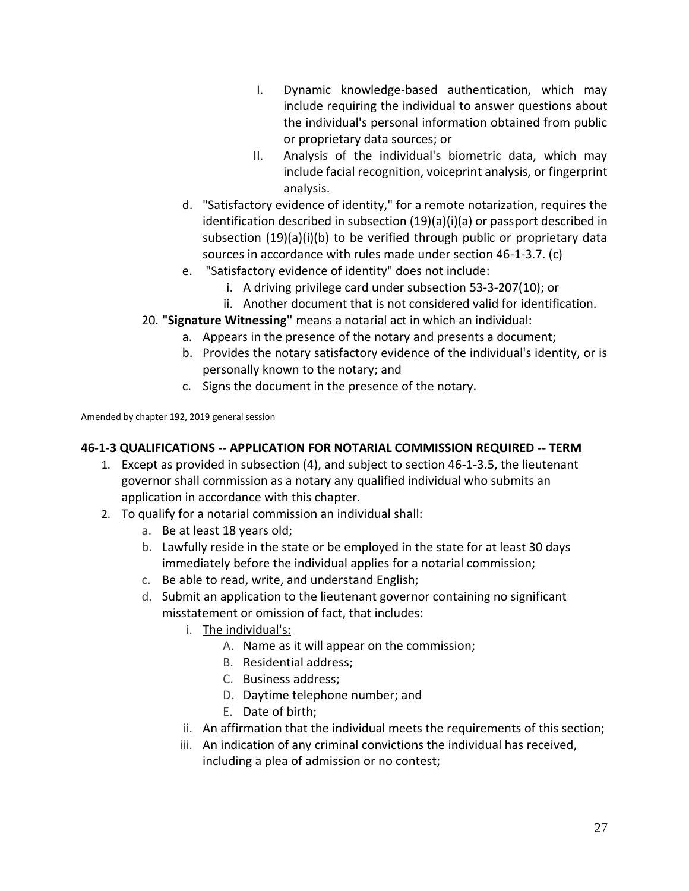I. Dynamic knowledge-based authentication, which may include requiring the individual to answer questions about the individual's personal information obtained from public or proprietary data sources; or
II. Analysis of the individual's biometric data, which may include facial recognition, voiceprint analysis, or fingerprint analysis.

d. "Satisfactory evidence of identity," for a remote notarization, requires the identification described in subsection (19)(a)(i)(a) or passport described in subsection (19)(a)(i)(b) to be verified through public or proprietary data sources in accordance with rules made under section 46-1-3.7. (c)

e. "Satisfactory evidence of identity" does not include:
   i. A driving privilege card under subsection 53-3-207(10); or
   ii. Another document that is not considered valid for identification.

20. **"Signature Witnessing"** means a notarial act in which an individual:
   a. Appears in the presence of the notary and presents a document;
   b. Provides the notary satisfactory evidence of the individual's identity, or is personally known to the notary; and
   c. Signs the document in the presence of the notary.

Amended by chapter 192, 2019 general session

## 46-1-3 QUALIFICATIONS -- APPLICATION FOR NOTARIAL COMMISSION REQUIRED -- TERM

1. Except as provided in subsection (4), and subject to section 46-1-3.5, the lieutenant governor shall commission as a notary any qualified individual who submits an application in accordance with this chapter.
2. To qualify for a notarial commission an individual shall:
   a. Be at least 18 years old;
   b. Lawfully reside in the state or be employed in the state for at least 30 days immediately before the individual applies for a notarial commission;
   c. Be able to read, write, and understand English;
   d. Submit an application to the lieutenant governor containing no significant misstatement or omission of fact, that includes:
      i. The individual's:
         A. Name as it will appear on the commission;
         B. Residential address;
         C. Business address;
         D. Daytime telephone number; and
         E. Date of birth;
      ii. An affirmation that the individual meets the requirements of this section;
      iii. An indication of any criminal convictions the individual has received, including a plea of admission or no contest;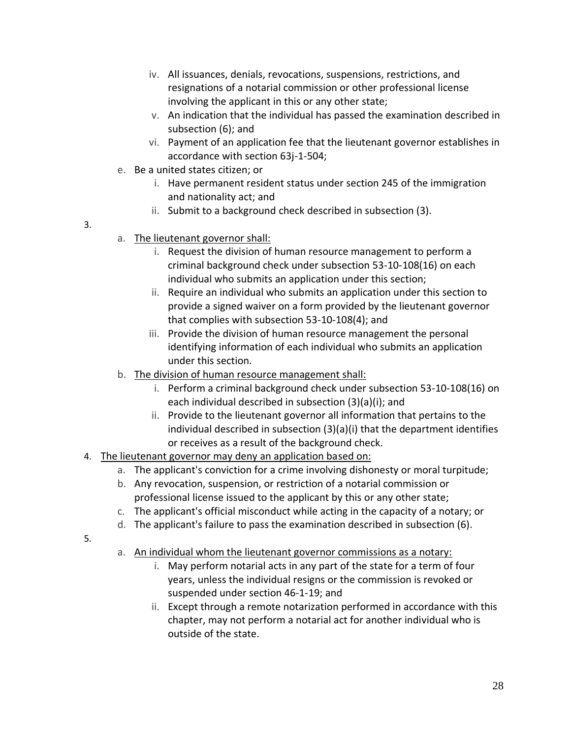iv. All issuances, denials, revocations, suspensions, restrictions, and resignations of a notarial commission or other professional license involving the applicant in this or any other state;
   v. An indication that the individual has passed the examination described in subsection (6); and
   vi. Payment of an application fee that the lieutenant governor establishes in accordance with section 63j-1-504;

e. Be a united states citizen; or
   i. Have permanent resident status under section 245 of the immigration and nationality act; and
   ii. Submit to a background check described in subsection (3).

3.
   a. <u>The lieutenant governor shall:</u>
      i. Request the division of human resource management to perform a criminal background check under subsection 53-10-108(16) on each individual who submits an application under this section;
      ii. Require an individual who submits an application under this section to provide a signed waiver on a form provided by the lieutenant governor that complies with subsection 53-10-108(4); and
      iii. Provide the division of human resource management the personal identifying information of each individual who submits an application under this section.
   b. <u>The division of human resource management shall:</u>
      i. Perform a criminal background check under subsection 53-10-108(16) on each individual described in subsection (3)(a)(i); and
      ii. Provide to the lieutenant governor all information that pertains to the individual described in subsection (3)(a)(i) that the department identifies or receives as a result of the background check.

4. <u>The lieutenant governor may deny an application based on:</u>
   a. The applicant's conviction for a crime involving dishonesty or moral turpitude;
   b. Any revocation, suspension, or restriction of a notarial commission or professional license issued to the applicant by this or any other state;
   c. The applicant's official misconduct while acting in the capacity of a notary; or
   d. The applicant's failure to pass the examination described in subsection (6).

5.
   a. <u>An individual whom the lieutenant governor commissions as a notary:</u>
      i. May perform notarial acts in any part of the state for a term of four years, unless the individual resigns or the commission is revoked or suspended under section 46-1-19; and
      ii. Except through a remote notarization performed in accordance with this chapter, may not perform a notarial act for another individual who is outside of the state.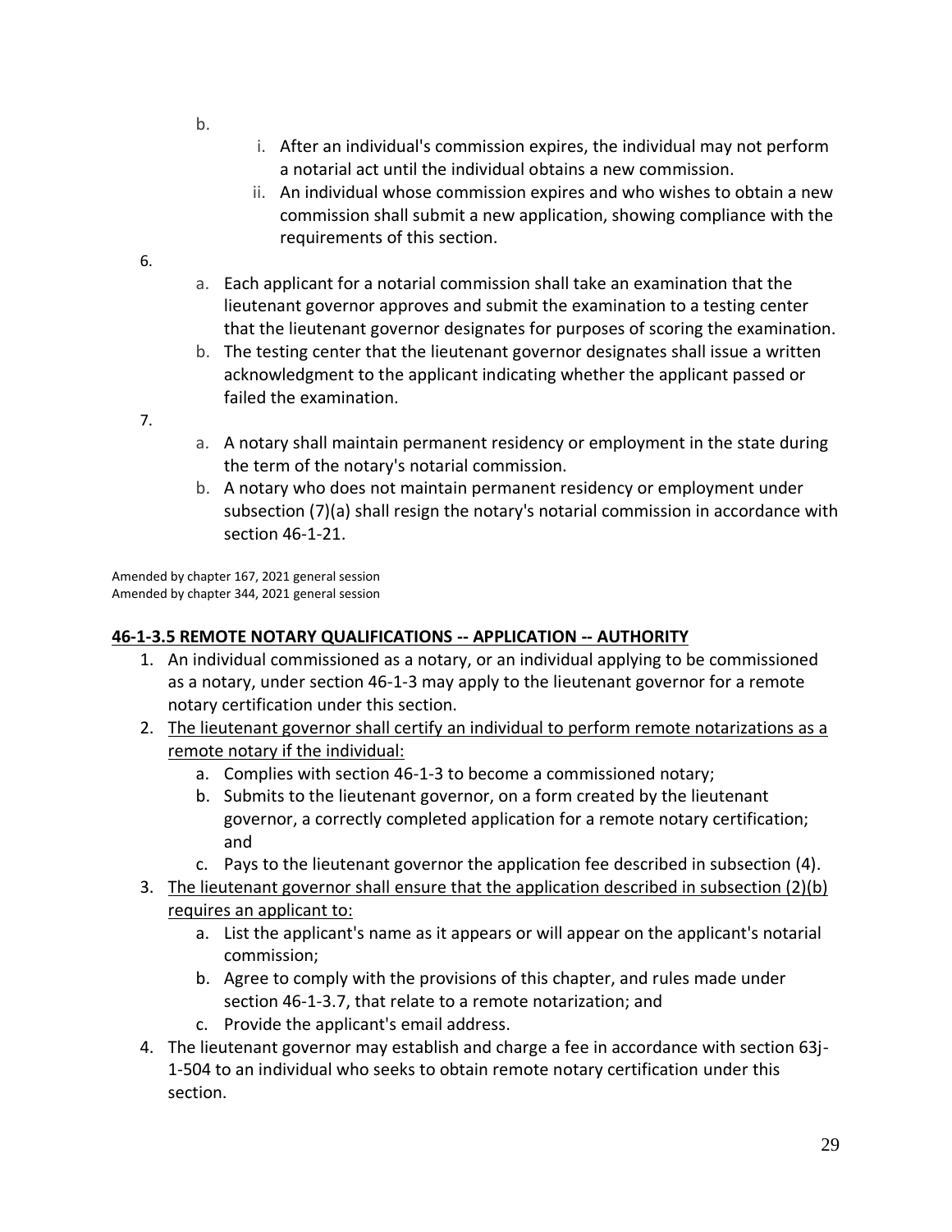b.

   i. After an individual's commission expires, the individual may not perform a notarial act until the individual obtains a new commission.
   ii. An individual whose commission expires and who wishes to obtain a new commission shall submit a new application, showing compliance with the requirements of this section.

6.

   a. Each applicant for a notarial commission shall take an examination that the lieutenant governor approves and submit the examination to a testing center that the lieutenant governor designates for purposes of scoring the examination.
   b. The testing center that the lieutenant governor designates shall issue a written acknowledgment to the applicant indicating whether the applicant passed or failed the examination.

7.

   a. A notary shall maintain permanent residency or employment in the state during the term of the notary's notarial commission.
   b. A notary who does not maintain permanent residency or employment under subsection (7)(a) shall resign the notary's notarial commission in accordance with section 46-1-21.

Amended by chapter 167, 2021 general session
Amended by chapter 344, 2021 general session

## 46-1-3.5 REMOTE NOTARY QUALIFICATIONS -- APPLICATION -- AUTHORITY

1. An individual commissioned as a notary, or an individual applying to be commissioned as a notary, under section 46-1-3 may apply to the lieutenant governor for a remote notary certification under this section.
2. The lieutenant governor shall certify an individual to perform remote notarizations as a remote notary if the individual:
   a. Complies with section 46-1-3 to become a commissioned notary;
   b. Submits to the lieutenant governor, on a form created by the lieutenant governor, a correctly completed application for a remote notary certification; and
   c. Pays to the lieutenant governor the application fee described in subsection (4).
3. The lieutenant governor shall ensure that the application described in subsection (2)(b) requires an applicant to:
   a. List the applicant's name as it appears or will appear on the applicant's notarial commission;
   b. Agree to comply with the provisions of this chapter, and rules made under section 46-1-3.7, that relate to a remote notarization; and
   c. Provide the applicant's email address.
4. The lieutenant governor may establish and charge a fee in accordance with section 63j-1-504 to an individual who seeks to obtain remote notary certification under this section.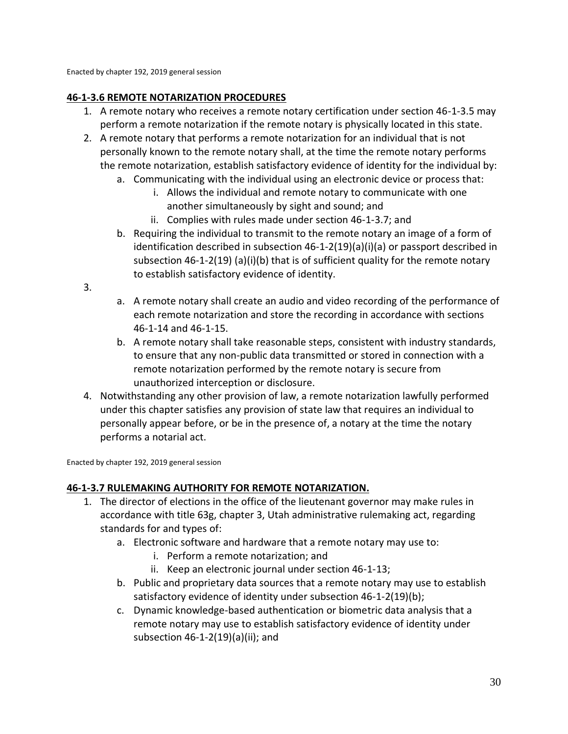Enacted by chapter 192, 2019 general session

**46-1-3.6 REMOTE NOTARIZATION PROCEDURES**

1. A remote notary who receives a remote notary certification under section 46-1-3.5 may perform a remote notarization if the remote notary is physically located in this state.
2. A remote notary that performs a remote notarization for an individual that is not personally known to the remote notary shall, at the time the remote notary performs the remote notarization, establish satisfactory evidence of identity for the individual by:
   a. Communicating with the individual using an electronic device or process that:
      i. Allows the individual and remote notary to communicate with one another simultaneously by sight and sound; and
      ii. Complies with rules made under section 46-1-3.7; and
   b. Requiring the individual to transmit to the remote notary an image of a form of identification described in subsection 46-1-2(19)(a)(i)(a) or passport described in subsection 46-1-2(19) (a)(i)(b) that is of sufficient quality for the remote notary to establish satisfactory evidence of identity.
3. 
   a. A remote notary shall create an audio and video recording of the performance of each remote notarization and store the recording in accordance with sections 46-1-14 and 46-1-15.
   b. A remote notary shall take reasonable steps, consistent with industry standards, to ensure that any non-public data transmitted or stored in connection with a remote notarization performed by the remote notary is secure from unauthorized interception or disclosure.
4. Notwithstanding any other provision of law, a remote notarization lawfully performed under this chapter satisfies any provision of state law that requires an individual to personally appear before, or be in the presence of, a notary at the time the notary performs a notarial act.

Enacted by chapter 192, 2019 general session

**46-1-3.7 RULEMAKING AUTHORITY FOR REMOTE NOTARIZATION.**

1. The director of elections in the office of the lieutenant governor may make rules in accordance with title 63g, chapter 3, Utah administrative rulemaking act, regarding standards for and types of:
   a. Electronic software and hardware that a remote notary may use to:
      i. Perform a remote notarization; and
      ii. Keep an electronic journal under section 46-1-13;
   b. Public and proprietary data sources that a remote notary may use to establish satisfactory evidence of identity under subsection 46-1-2(19)(b);
   c. Dynamic knowledge-based authentication or biometric data analysis that a remote notary may use to establish satisfactory evidence of identity under subsection 46-1-2(19)(a)(ii); and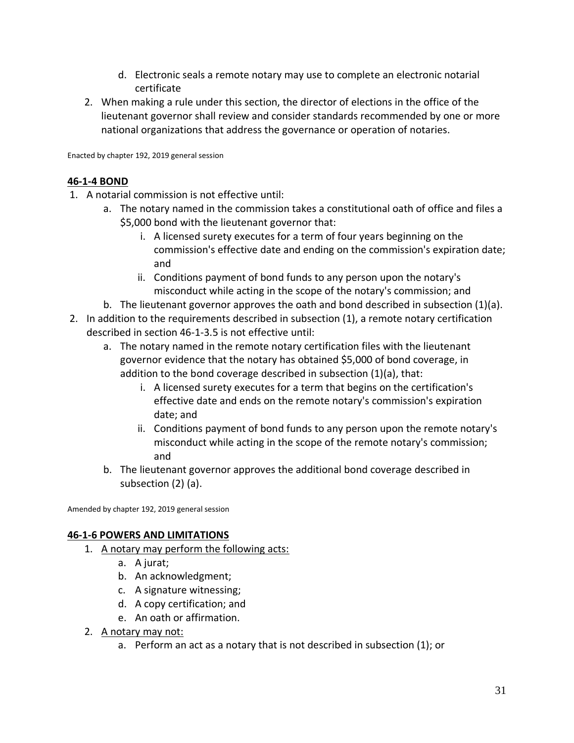d. Electronic seals a remote notary may use to complete an electronic notarial certificate

2. When making a rule under this section, the director of elections in the office of the lieutenant governor shall review and consider standards recommended by one or more national organizations that address the governance or operation of notaries.

Enacted by chapter 192, 2019 general session

## 46-1-4 BOND

1. A notarial commission is not effective until:
   a. The notary named in the commission takes a constitutional oath of office and files a $5,000 bond with the lieutenant governor that:
      i. A licensed surety executes for a term of four years beginning on the commission's effective date and ending on the commission's expiration date; and
      ii. Conditions payment of bond funds to any person upon the notary's misconduct while acting in the scope of the notary's commission; and
   b. The lieutenant governor approves the oath and bond described in subsection (1)(a).
2. In addition to the requirements described in subsection (1), a remote notary certification described in section 46-1-3.5 is not effective until:
   a. The notary named in the remote notary certification files with the lieutenant governor evidence that the notary has obtained $5,000 of bond coverage, in addition to the bond coverage described in subsection (1)(a), that:
      i. A licensed surety executes for a term that begins on the certification's effective date and ends on the remote notary's commission's expiration date; and
      ii. Conditions payment of bond funds to any person upon the remote notary's misconduct while acting in the scope of the remote notary's commission; and
   b. The lieutenant governor approves the additional bond coverage described in subsection (2) (a).

Amended by chapter 192, 2019 general session

## 46-1-6 POWERS AND LIMITATIONS

1. <u>A notary may perform the following acts:</u>
   a. A jurat;
   b. An acknowledgment;
   c. A signature witnessing;
   d. A copy certification; and
   e. An oath or affirmation.
2. <u>A notary may not:</u>
   a. Perform an act as a notary that is not described in subsection (1); or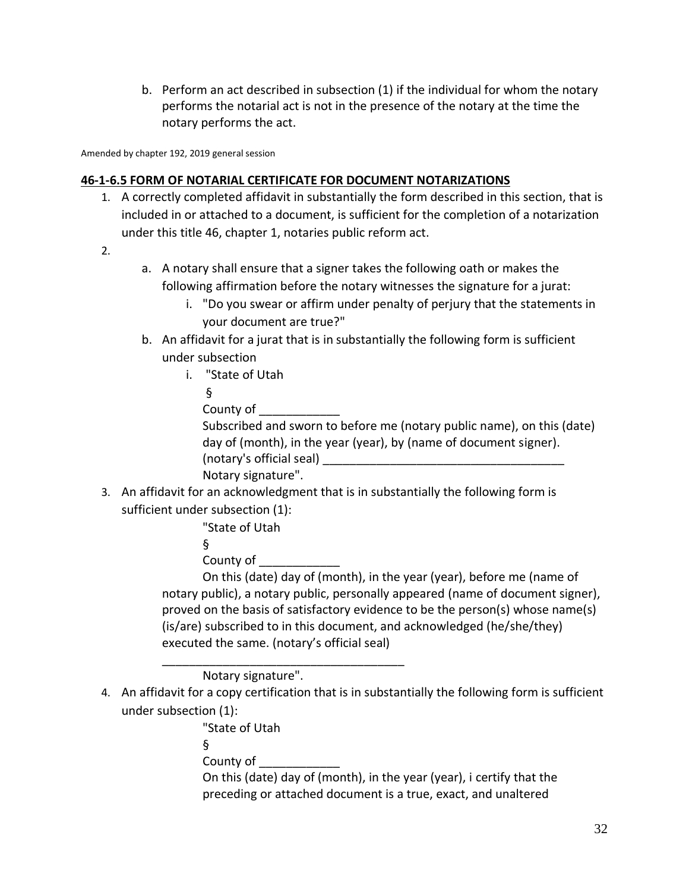b. Perform an act described in subsection (1) if the individual for whom the notary performs the notarial act is not in the presence of the notary at the time the notary performs the act.

Amended by chapter 192, 2019 general session

**46-1-6.5 FORM OF NOTARIAL CERTIFICATE FOR DOCUMENT NOTARIZATIONS**

1. A correctly completed affidavit in substantially the form described in this section, that is included in or attached to a document, is sufficient for the completion of a notarization under this title 46, chapter 1, notaries public reform act.
2. 
   a. A notary shall ensure that a signer takes the following oath or makes the following affirmation before the notary witnesses the signature for a jurat:
      i. "Do you swear or affirm under penalty of perjury that the statements in your document are true?"
   b. An affidavit for a jurat that is in substantially the following form is sufficient under subsection
      i. "State of Utah
         §
         County of ____________
         Subscribed and sworn to before me (notary public name), on this (date) day of (month), in the year (year), by (name of document signer).
         (notary's official seal) ___________________________________
         Notary signature".
3. An affidavit for an acknowledgment that is in substantially the following form is sufficient under subsection (1):

   "State of Utah
   §
   County of ____________
   On this (date) day of (month), in the year (year), before me (name of notary public), a notary public, personally appeared (name of document signer), proved on the basis of satisfactory evidence to be the person(s) whose name(s) (is/are) subscribed to in this document, and acknowledged (he/she/they) executed the same. (notary's official seal)

   _____________________________________
   Notary signature".
4. An affidavit for a copy certification that is in substantially the following form is sufficient under subsection (1):

   "State of Utah
   §
   County of ____________
   On this (date) day of (month), in the year (year), i certify that the preceding or attached document is a true, exact, and unaltered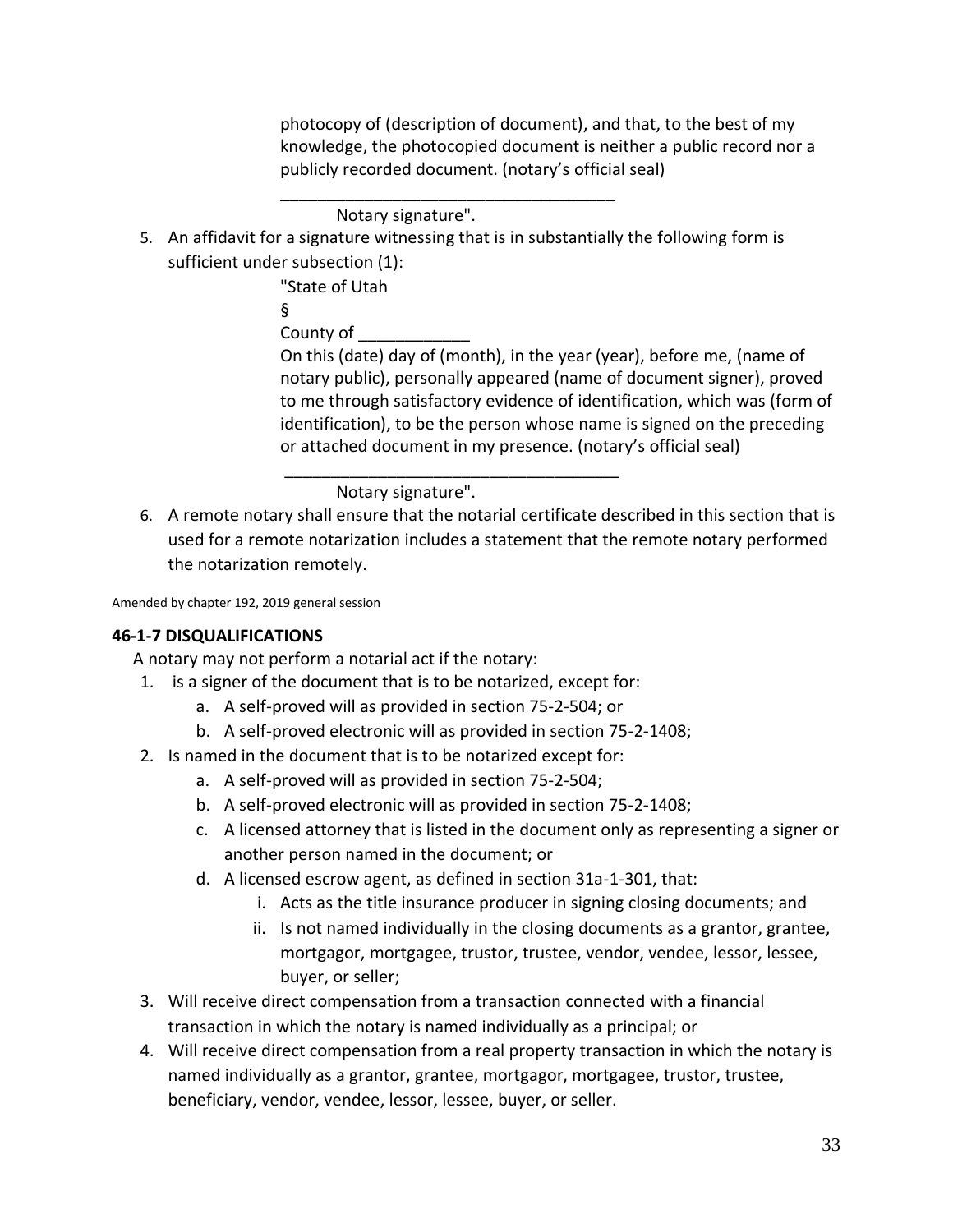photocopy of (description of document), and that, to the best of my knowledge, the photocopied document is neither a public record nor a publicly recorded document. (notary's official seal)

_____________________________________

Notary signature".

5. An affidavit for a signature witnessing that is in substantially the following form is sufficient under subsection (1):

   "State of Utah

   §

   County of ___________

   On this (date) day of (month), in the year (year), before me, (name of notary public), personally appeared (name of document signer), proved to me through satisfactory evidence of identification, which was (form of identification), to be the person whose name is signed on the preceding or attached document in my presence. (notary's official seal)

   _____________________________________

   Notary signature".

6. A remote notary shall ensure that the notarial certificate described in this section that is used for a remote notarization includes a statement that the remote notary performed the notarization remotely.

Amended by chapter 192, 2019 general session

**46-1-7 DISQUALIFICATIONS**

A notary may not perform a notarial act if the notary:

1. is a signer of the document that is to be notarized, except for:
   a. A self-proved will as provided in section 75-2-504; or
   b. A self-proved electronic will as provided in section 75-2-1408;
2. Is named in the document that is to be notarized except for:
   a. A self-proved will as provided in section 75-2-504;
   b. A self-proved electronic will as provided in section 75-2-1408;
   c. A licensed attorney that is listed in the document only as representing a signer or another person named in the document; or
   d. A licensed escrow agent, as defined in section 31a-1-301, that:
      i. Acts as the title insurance producer in signing closing documents; and
      ii. Is not named individually in the closing documents as a grantor, grantee, mortgagor, mortgagee, trustor, trustee, vendor, vendee, lessor, lessee, buyer, or seller;
3. Will receive direct compensation from a transaction connected with a financial transaction in which the notary is named individually as a principal; or
4. Will receive direct compensation from a real property transaction in which the notary is named individually as a grantor, grantee, mortgagor, mortgagee, trustor, trustee, beneficiary, vendor, vendee, lessor, lessee, buyer, or seller.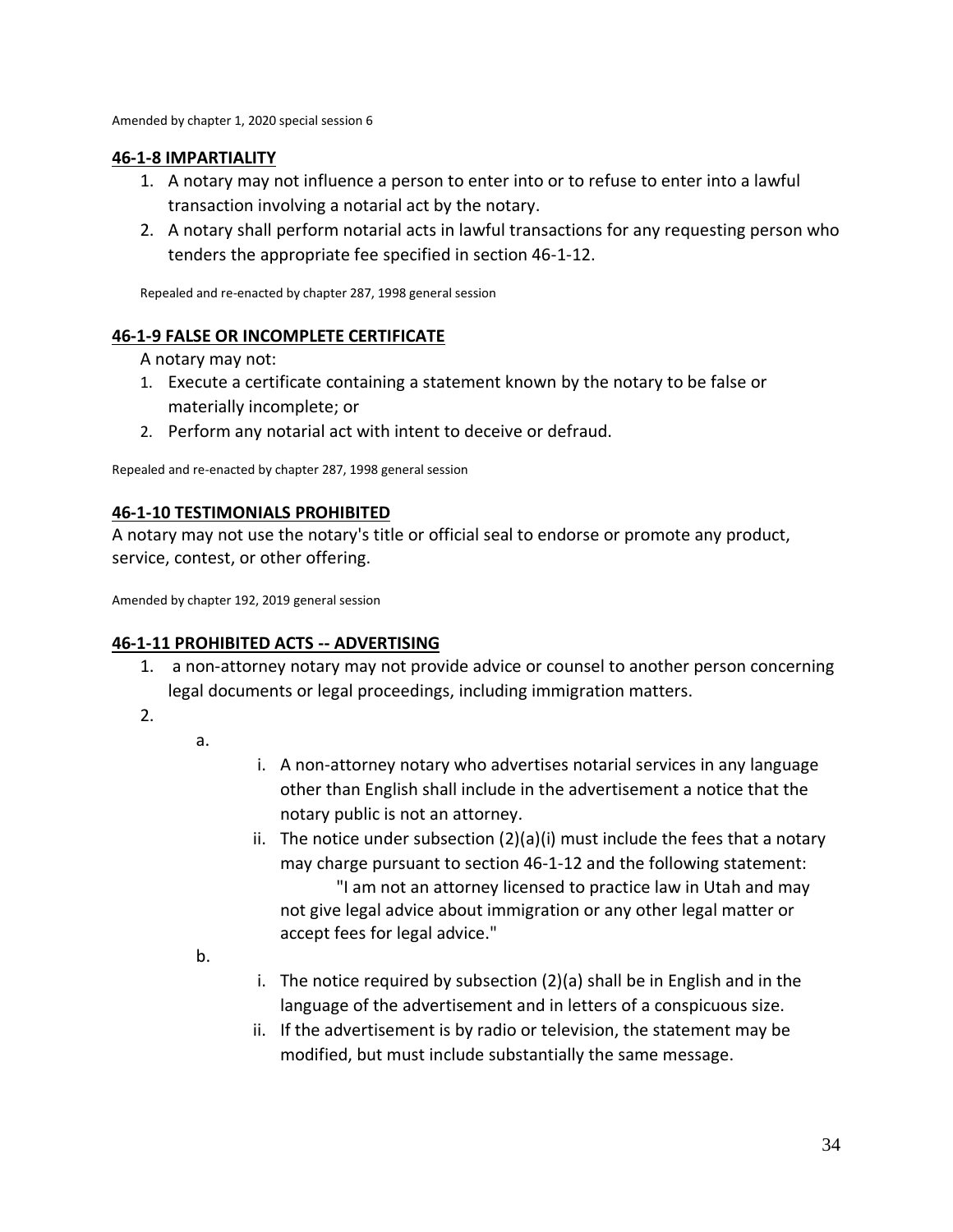Amended by chapter 1, 2020 special session 6

## 46-1-8 IMPARTIALITY

1. A notary may not influence a person to enter into or to refuse to enter into a lawful transaction involving a notarial act by the notary.
2. A notary shall perform notarial acts in lawful transactions for any requesting person who tenders the appropriate fee specified in section 46-1-12.

Repealed and re-enacted by chapter 287, 1998 general session

## 46-1-9 FALSE OR INCOMPLETE CERTIFICATE

A notary may not:

1. Execute a certificate containing a statement known by the notary to be false or materially incomplete; or
2. Perform any notarial act with intent to deceive or defraud.

Repealed and re-enacted by chapter 287, 1998 general session

## 46-1-10 TESTIMONIALS PROHIBITED

A notary may not use the notary's title or official seal to endorse or promote any product, service, contest, or other offering.

Amended by chapter 192, 2019 general session

## 46-1-11 PROHIBITED ACTS -- ADVERTISING

1. a non-attorney notary may not provide advice or counsel to another person concerning legal documents or legal proceedings, including immigration matters.
2.
   a.
      i. A non-attorney notary who advertises notarial services in any language other than English shall include in the advertisement a notice that the notary public is not an attorney.
      ii. The notice under subsection (2)(a)(i) must include the fees that a notary may charge pursuant to section 46-1-12 and the following statement: "I am not an attorney licensed to practice law in Utah and may not give legal advice about immigration or any other legal matter or accept fees for legal advice."

   b.
      i. The notice required by subsection (2)(a) shall be in English and in the language of the advertisement and in letters of a conspicuous size.
      ii. If the advertisement is by radio or television, the statement may be modified, but must include substantially the same message.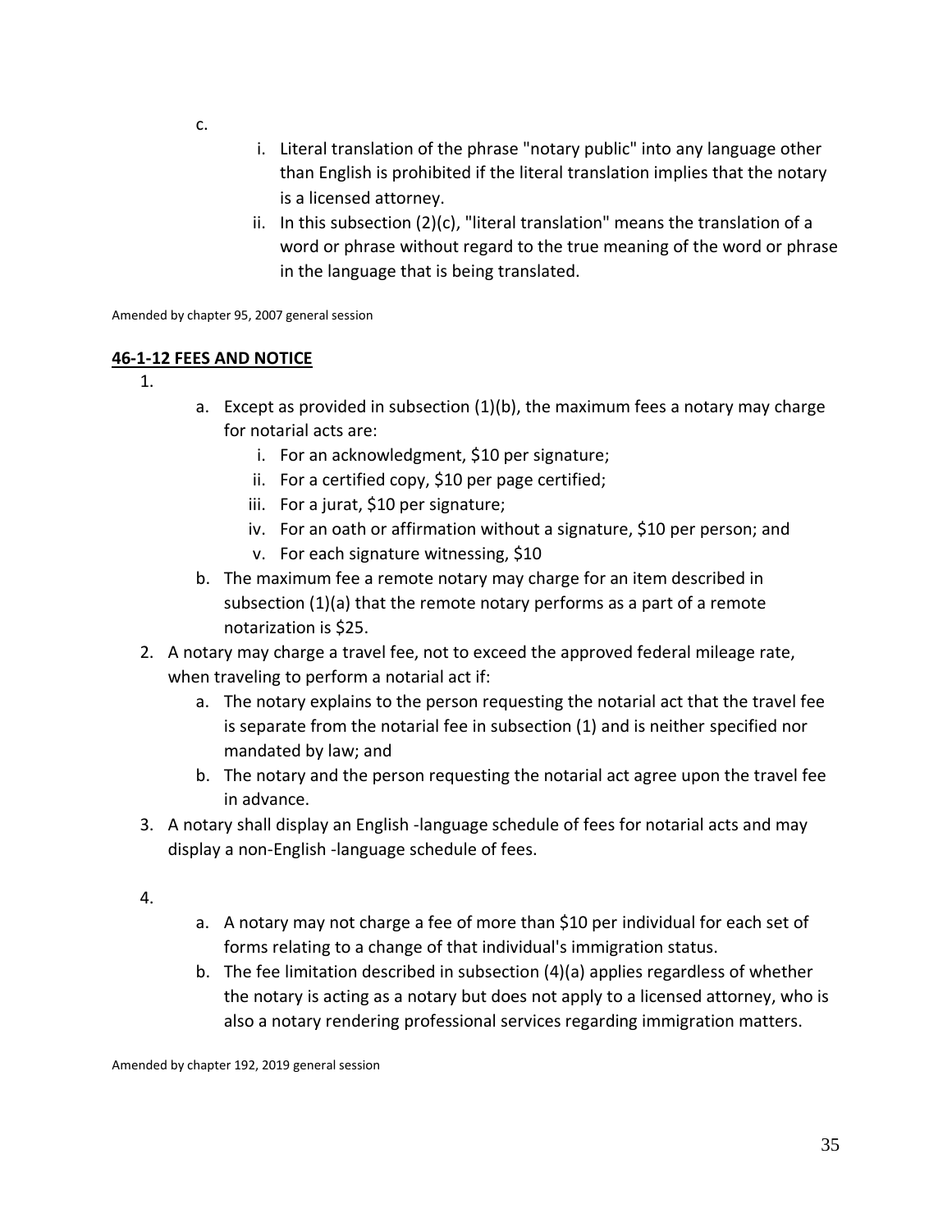c.

  i. Literal translation of the phrase "notary public" into any language other than English is prohibited if the literal translation implies that the notary is a licensed attorney.
  ii. In this subsection (2)(c), "literal translation" means the translation of a word or phrase without regard to the true meaning of the word or phrase in the language that is being translated.

Amended by chapter 95, 2007 general session

**46-1-12 FEES AND NOTICE**

1.
   a. Except as provided in subsection (1)(b), the maximum fees a notary may charge for notarial acts are:
      i. For an acknowledgment, $10 per signature;
      ii. For a certified copy, $10 per page certified;
      iii. For a jurat, $10 per signature;
      iv. For an oath or affirmation without a signature, $10 per person; and
      v. For each signature witnessing, $10
   b. The maximum fee a remote notary may charge for an item described in subsection (1)(a) that the remote notary performs as a part of a remote notarization is $25.
2. A notary may charge a travel fee, not to exceed the approved federal mileage rate, when traveling to perform a notarial act if:
   a. The notary explains to the person requesting the notarial act that the travel fee is separate from the notarial fee in subsection (1) and is neither specified nor mandated by law; and
   b. The notary and the person requesting the notarial act agree upon the travel fee in advance.
3. A notary shall display an English -language schedule of fees for notarial acts and may display a non-English -language schedule of fees.
4.
   a. A notary may not charge a fee of more than $10 per individual for each set of forms relating to a change of that individual's immigration status.
   b. The fee limitation described in subsection (4)(a) applies regardless of whether the notary is acting as a notary but does not apply to a licensed attorney, who is also a notary rendering professional services regarding immigration matters.

Amended by chapter 192, 2019 general session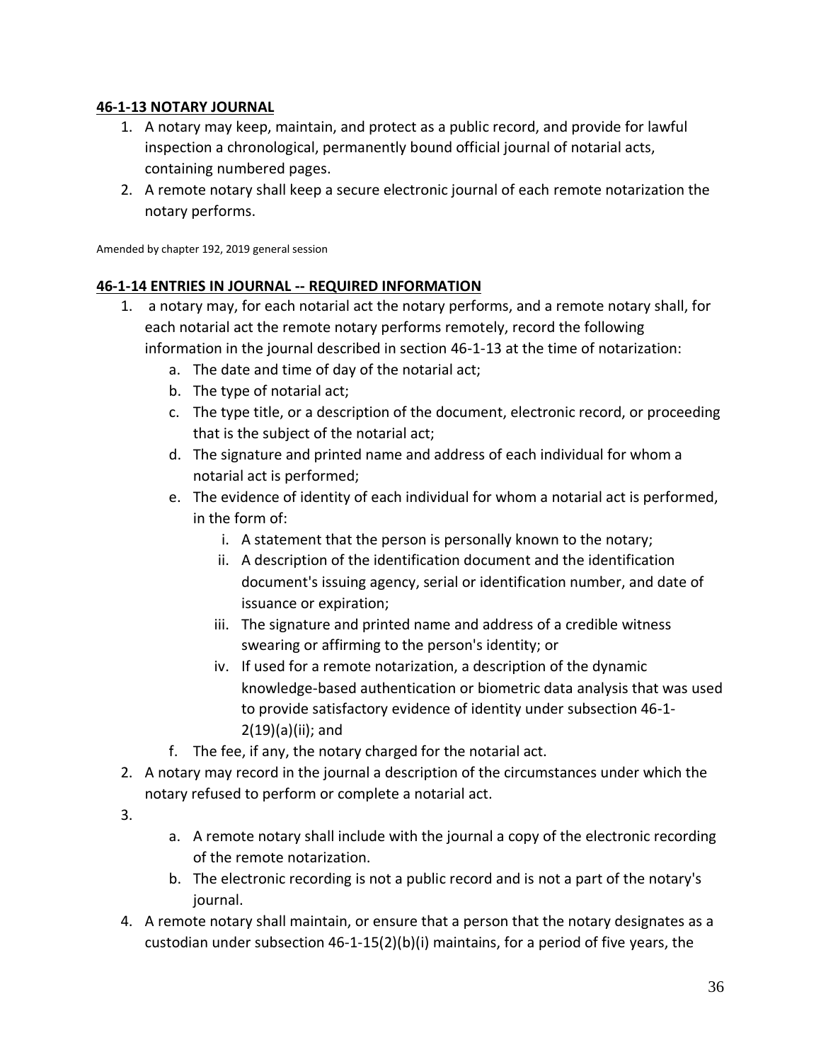**46-1-13 NOTARY JOURNAL**

1. A notary may keep, maintain, and protect as a public record, and provide for lawful inspection a chronological, permanently bound official journal of notarial acts, containing numbered pages.
2. A remote notary shall keep a secure electronic journal of each remote notarization the notary performs.

Amended by chapter 192, 2019 general session

**46-1-14 ENTRIES IN JOURNAL -- REQUIRED INFORMATION**

1. a notary may, for each notarial act the notary performs, and a remote notary shall, for each notarial act the remote notary performs remotely, record the following information in the journal described in section 46-1-13 at the time of notarization:
   a. The date and time of day of the notarial act;
   b. The type of notarial act;
   c. The type title, or a description of the document, electronic record, or proceeding that is the subject of the notarial act;
   d. The signature and printed name and address of each individual for whom a notarial act is performed;
   e. The evidence of identity of each individual for whom a notarial act is performed, in the form of:
      i. A statement that the person is personally known to the notary;
      ii. A description of the identification document and the identification document's issuing agency, serial or identification number, and date of issuance or expiration;
      iii. The signature and printed name and address of a credible witness swearing or affirming to the person's identity; or
      iv. If used for a remote notarization, a description of the dynamic knowledge-based authentication or biometric data analysis that was used to provide satisfactory evidence of identity under subsection 46-1-2(19)(a)(ii); and
   f. The fee, if any, the notary charged for the notarial act.
2. A notary may record in the journal a description of the circumstances under which the notary refused to perform or complete a notarial act.
3. 
   a. A remote notary shall include with the journal a copy of the electronic recording of the remote notarization.
   b. The electronic recording is not a public record and is not a part of the notary's journal.
4. A remote notary shall maintain, or ensure that a person that the notary designates as a custodian under subsection 46-1-15(2)(b)(i) maintains, for a period of five years, the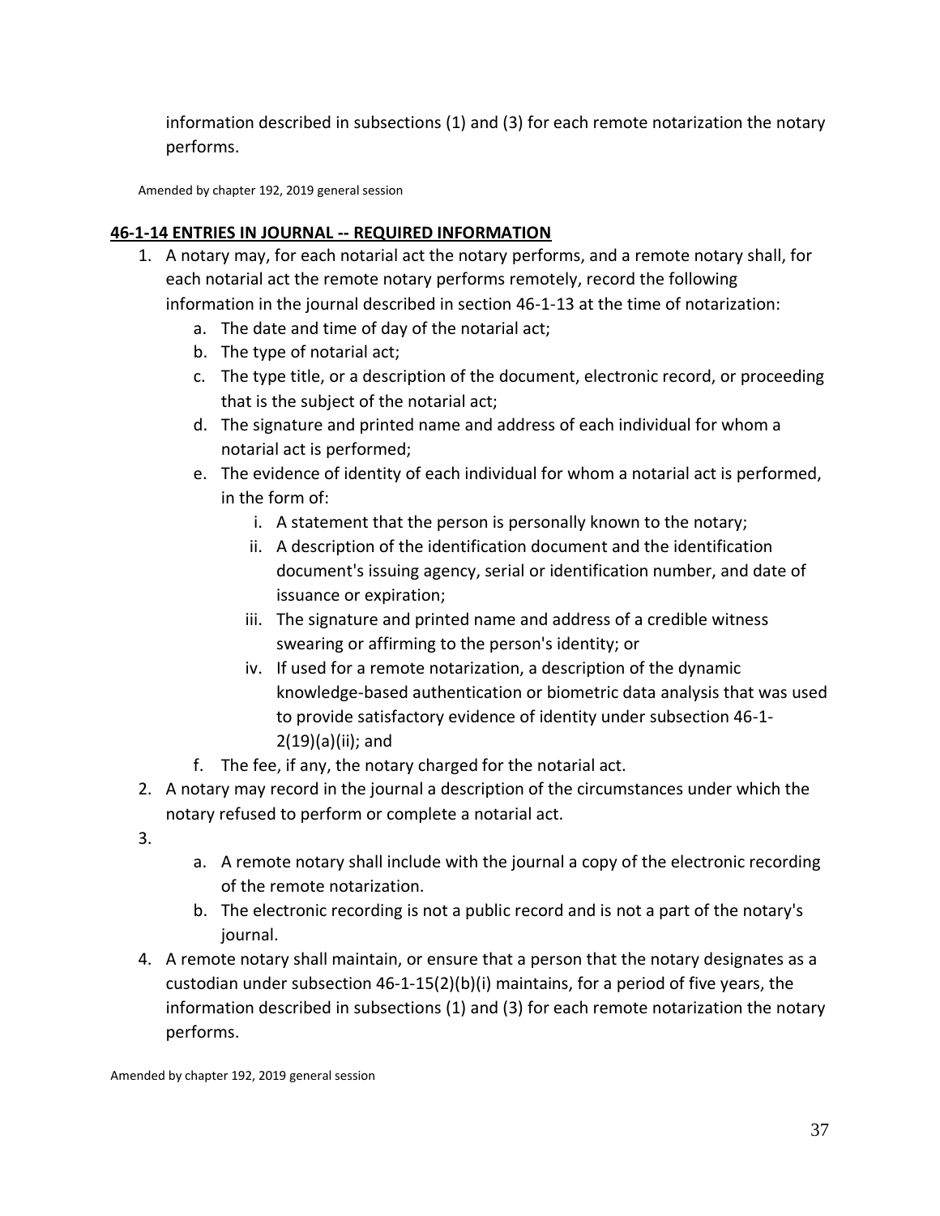information described in subsections (1) and (3) for each remote notarization the notary performs.

Amended by chapter 192, 2019 general session

**46-1-14 ENTRIES IN JOURNAL -- REQUIRED INFORMATION**

1. A notary may, for each notarial act the notary performs, and a remote notary shall, for each notarial act the remote notary performs remotely, record the following information in the journal described in section 46-1-13 at the time of notarization:
   a. The date and time of day of the notarial act;
   b. The type of notarial act;
   c. The type title, or a description of the document, electronic record, or proceeding that is the subject of the notarial act;
   d. The signature and printed name and address of each individual for whom a notarial act is performed;
   e. The evidence of identity of each individual for whom a notarial act is performed, in the form of:
      i. A statement that the person is personally known to the notary;
      ii. A description of the identification document and the identification document's issuing agency, serial or identification number, and date of issuance or expiration;
      iii. The signature and printed name and address of a credible witness swearing or affirming to the person's identity; or
      iv. If used for a remote notarization, a description of the dynamic knowledge-based authentication or biometric data analysis that was used to provide satisfactory evidence of identity under subsection 46-1-2(19)(a)(ii); and
   f. The fee, if any, the notary charged for the notarial act.
2. A notary may record in the journal a description of the circumstances under which the notary refused to perform or complete a notarial act.
3. 
   a. A remote notary shall include with the journal a copy of the electronic recording of the remote notarization.
   b. The electronic recording is not a public record and is not a part of the notary's journal.
4. A remote notary shall maintain, or ensure that a person that the notary designates as a custodian under subsection 46-1-15(2)(b)(i) maintains, for a period of five years, the information described in subsections (1) and (3) for each remote notarization the notary performs.

Amended by chapter 192, 2019 general session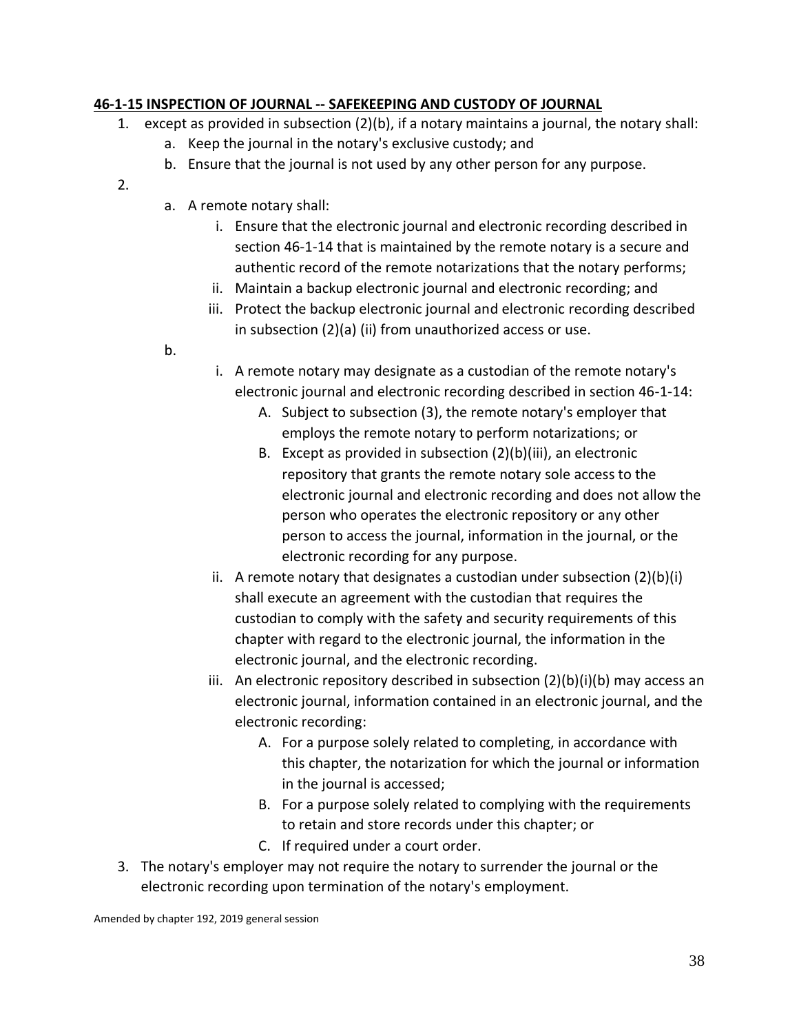**46-1-15 INSPECTION OF JOURNAL -- SAFEKEEPING AND CUSTODY OF JOURNAL**

1. except as provided in subsection (2)(b), if a notary maintains a journal, the notary shall:
   a. Keep the journal in the notary's exclusive custody; and
   b. Ensure that the journal is not used by any other person for any purpose.
2. 
   a. A remote notary shall:
      i. Ensure that the electronic journal and electronic recording described in section 46-1-14 that is maintained by the remote notary is a secure and authentic record of the remote notarizations that the notary performs;
      ii. Maintain a backup electronic journal and electronic recording; and
      iii. Protect the backup electronic journal and electronic recording described in subsection (2)(a) (ii) from unauthorized access or use.
   b. 
      i. A remote notary may designate as a custodian of the remote notary's electronic journal and electronic recording described in section 46-1-14:
         A. Subject to subsection (3), the remote notary's employer that employs the remote notary to perform notarizations; or
         B. Except as provided in subsection (2)(b)(iii), an electronic repository that grants the remote notary sole access to the electronic journal and electronic recording and does not allow the person who operates the electronic repository or any other person to access the journal, information in the journal, or the electronic recording for any purpose.
      ii. A remote notary that designates a custodian under subsection (2)(b)(i) shall execute an agreement with the custodian that requires the custodian to comply with the safety and security requirements of this chapter with regard to the electronic journal, the information in the electronic journal, and the electronic recording.
      iii. An electronic repository described in subsection (2)(b)(i)(b) may access an electronic journal, information contained in an electronic journal, and the electronic recording:
         A. For a purpose solely related to completing, in accordance with this chapter, the notarization for which the journal or information in the journal is accessed;
         B. For a purpose solely related to complying with the requirements to retain and store records under this chapter; or
         C. If required under a court order.
3. The notary's employer may not require the notary to surrender the journal or the electronic recording upon termination of the notary's employment.

Amended by chapter 192, 2019 general session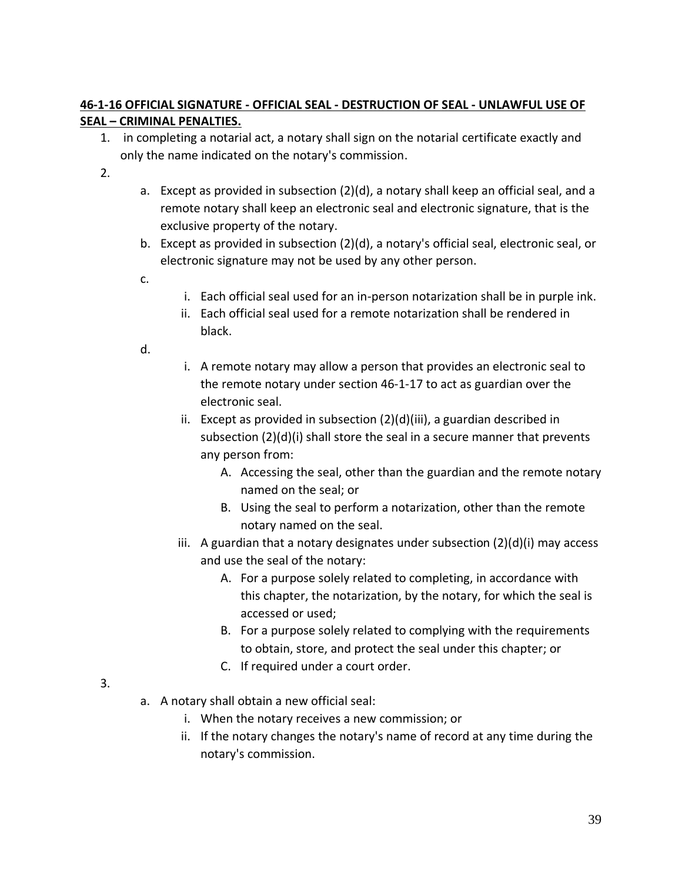**46-1-16 OFFICIAL SIGNATURE - OFFICIAL SEAL - DESTRUCTION OF SEAL - UNLAWFUL USE OF SEAL – CRIMINAL PENALTIES.**

1. in completing a notarial act, a notary shall sign on the notarial certificate exactly and only the name indicated on the notary's commission.
2. 
    a. Except as provided in subsection (2)(d), a notary shall keep an official seal, and a remote notary shall keep an electronic seal and electronic signature, that is the exclusive property of the notary.
    b. Except as provided in subsection (2)(d), a notary's official seal, electronic seal, or electronic signature may not be used by any other person.
    c. 
        i. Each official seal used for an in-person notarization shall be in purple ink.
        ii. Each official seal used for a remote notarization shall be rendered in black.
    d. 
        i. A remote notary may allow a person that provides an electronic seal to the remote notary under section 46-1-17 to act as guardian over the electronic seal.
        ii. Except as provided in subsection (2)(d)(iii), a guardian described in subsection (2)(d)(i) shall store the seal in a secure manner that prevents any person from:
            A. Accessing the seal, other than the guardian and the remote notary named on the seal; or
            B. Using the seal to perform a notarization, other than the remote notary named on the seal.
        iii. A guardian that a notary designates under subsection (2)(d)(i) may access and use the seal of the notary:
            A. For a purpose solely related to completing, in accordance with this chapter, the notarization, by the notary, for which the seal is accessed or used;
            B. For a purpose solely related to complying with the requirements to obtain, store, and protect the seal under this chapter; or
            C. If required under a court order.
3. 
    a. A notary shall obtain a new official seal:
        i. When the notary receives a new commission; or
        ii. If the notary changes the notary's name of record at any time during the notary's commission.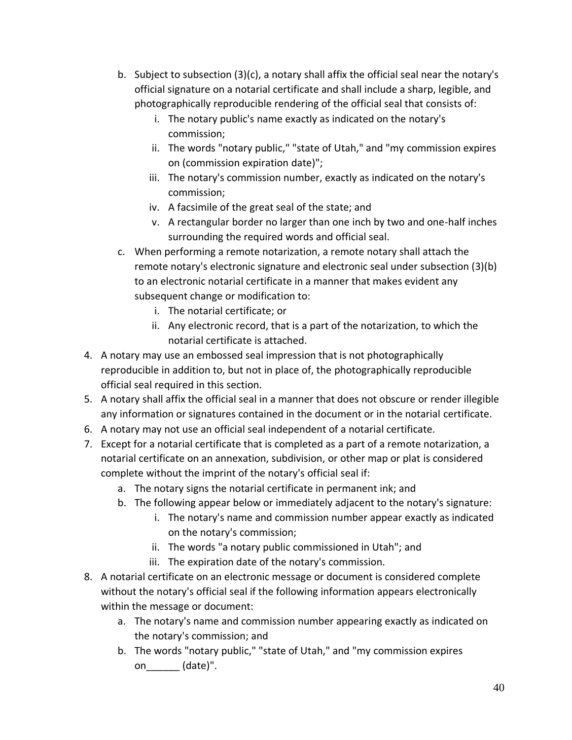b. Subject to subsection (3)(c), a notary shall affix the official seal near the notary's official signature on a notarial certificate and shall include a sharp, legible, and photographically reproducible rendering of the official seal that consists of:
      i. The notary public's name exactly as indicated on the notary's commission;
      ii. The words "notary public," "state of Utah," and "my commission expires on (commission expiration date)";
      iii. The notary's commission number, exactly as indicated on the notary's commission;
      iv. A facsimile of the great seal of the state; and
      v. A rectangular border no larger than one inch by two and one-half inches surrounding the required words and official seal.
   c. When performing a remote notarization, a remote notary shall attach the remote notary's electronic signature and electronic seal under subsection (3)(b) to an electronic notarial certificate in a manner that makes evident any subsequent change or modification to:
      i. The notarial certificate; or
      ii. Any electronic record, that is a part of the notarization, to which the notarial certificate is attached.
4. A notary may use an embossed seal impression that is not photographically reproducible in addition to, but not in place of, the photographically reproducible official seal required in this section.
5. A notary shall affix the official seal in a manner that does not obscure or render illegible any information or signatures contained in the document or in the notarial certificate.
6. A notary may not use an official seal independent of a notarial certificate.
7. Except for a notarial certificate that is completed as a part of a remote notarization, a notarial certificate on an annexation, subdivision, or other map or plat is considered complete without the imprint of the notary's official seal if:
   a. The notary signs the notarial certificate in permanent ink; and
   b. The following appear below or immediately adjacent to the notary's signature:
      i. The notary's name and commission number appear exactly as indicated on the notary's commission;
      ii. The words "a notary public commissioned in Utah"; and
      iii. The expiration date of the notary's commission.
8. A notarial certificate on an electronic message or document is considered complete without the notary's official seal if the following information appears electronically within the message or document:
   a. The notary's name and commission number appearing exactly as indicated on the notary's commission; and
   b. The words "notary public," "state of Utah," and "my commission expires on______ (date)".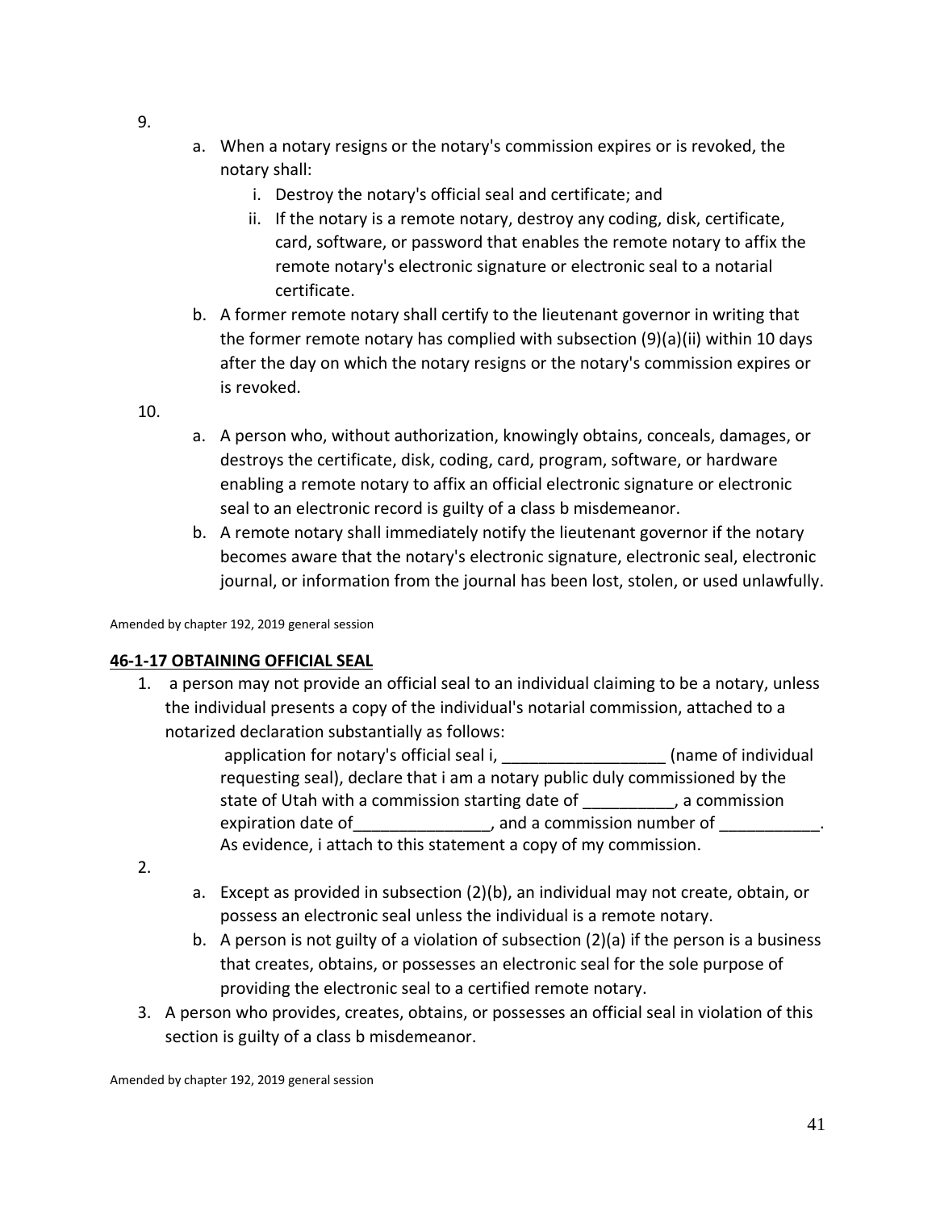9.

   a. When a notary resigns or the notary's commission expires or is revoked, the notary shall:
      i. Destroy the notary's official seal and certificate; and
      ii. If the notary is a remote notary, destroy any coding, disk, certificate, card, software, or password that enables the remote notary to affix the remote notary's electronic signature or electronic seal to a notarial certificate.
   b. A former remote notary shall certify to the lieutenant governor in writing that the former remote notary has complied with subsection (9)(a)(ii) within 10 days after the day on which the notary resigns or the notary's commission expires or is revoked.

10.

   a. A person who, without authorization, knowingly obtains, conceals, damages, or destroys the certificate, disk, coding, card, program, software, or hardware enabling a remote notary to affix an official electronic signature or electronic seal to an electronic record is guilty of a class b misdemeanor.
   b. A remote notary shall immediately notify the lieutenant governor if the notary becomes aware that the notary's electronic signature, electronic seal, electronic journal, or information from the journal has been lost, stolen, or used unlawfully.

Amended by chapter 192, 2019 general session

**46-1-17 OBTAINING OFFICIAL SEAL**

1. a person may not provide an official seal to an individual claiming to be a notary, unless the individual presents a copy of the individual's notarial commission, attached to a notarized declaration substantially as follows:

   application for notary's official seal i, __________________ (name of individual requesting seal), declare that i am a notary public duly commissioned by the state of Utah with a commission starting date of __________, a commission expiration date of_______________, and a commission number of ___________. As evidence, i attach to this statement a copy of my commission.

2.

   a. Except as provided in subsection (2)(b), an individual may not create, obtain, or possess an electronic seal unless the individual is a remote notary.
   b. A person is not guilty of a violation of subsection (2)(a) if the person is a business that creates, obtains, or possesses an electronic seal for the sole purpose of providing the electronic seal to a certified remote notary.

3. A person who provides, creates, obtains, or possesses an official seal in violation of this section is guilty of a class b misdemeanor.

Amended by chapter 192, 2019 general session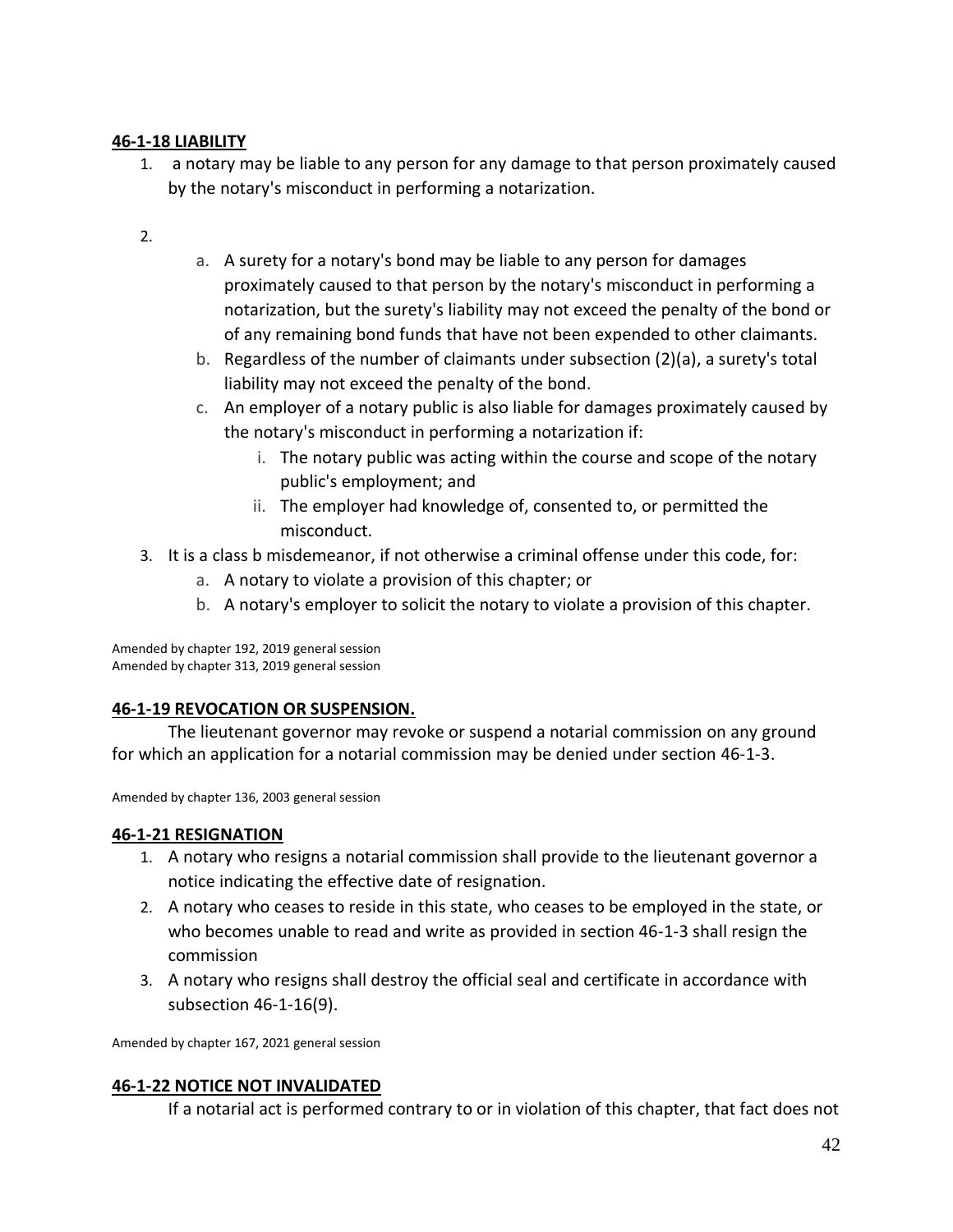## 46-1-18 LIABILITY

1. a notary may be liable to any person for any damage to that person proximately caused by the notary's misconduct in performing a notarization.
2. 
   a. A surety for a notary's bond may be liable to any person for damages proximately caused to that person by the notary's misconduct in performing a notarization, but the surety's liability may not exceed the penalty of the bond or of any remaining bond funds that have not been expended to other claimants.
   b. Regardless of the number of claimants under subsection (2)(a), a surety's total liability may not exceed the penalty of the bond.
   c. An employer of a notary public is also liable for damages proximately caused by the notary's misconduct in performing a notarization if:
      i. The notary public was acting within the course and scope of the notary public's employment; and
      ii. The employer had knowledge of, consented to, or permitted the misconduct.
3. It is a class b misdemeanor, if not otherwise a criminal offense under this code, for:
   a. A notary to violate a provision of this chapter; or
   b. A notary's employer to solicit the notary to violate a provision of this chapter.

Amended by chapter 192, 2019 general session
Amended by chapter 313, 2019 general session

## 46-1-19 REVOCATION OR SUSPENSION.

The lieutenant governor may revoke or suspend a notarial commission on any ground for which an application for a notarial commission may be denied under section 46-1-3.

Amended by chapter 136, 2003 general session

## 46-1-21 RESIGNATION

1. A notary who resigns a notarial commission shall provide to the lieutenant governor a notice indicating the effective date of resignation.
2. A notary who ceases to reside in this state, who ceases to be employed in the state, or who becomes unable to read and write as provided in section 46-1-3 shall resign the commission
3. A notary who resigns shall destroy the official seal and certificate in accordance with subsection 46-1-16(9).

Amended by chapter 167, 2021 general session

## 46-1-22 NOTICE NOT INVALIDATED

If a notarial act is performed contrary to or in violation of this chapter, that fact does not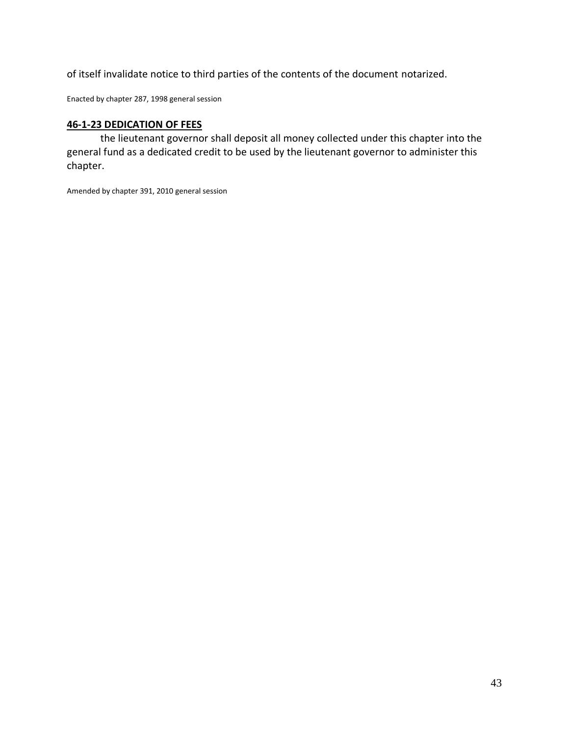of itself invalidate notice to third parties of the contents of the document notarized.

Enacted by chapter 287, 1998 general session

### **46-1-23 DEDICATION OF FEES**

the lieutenant governor shall deposit all money collected under this chapter into the general fund as a dedicated credit to be used by the lieutenant governor to administer this chapter.

Amended by chapter 391, 2010 general session